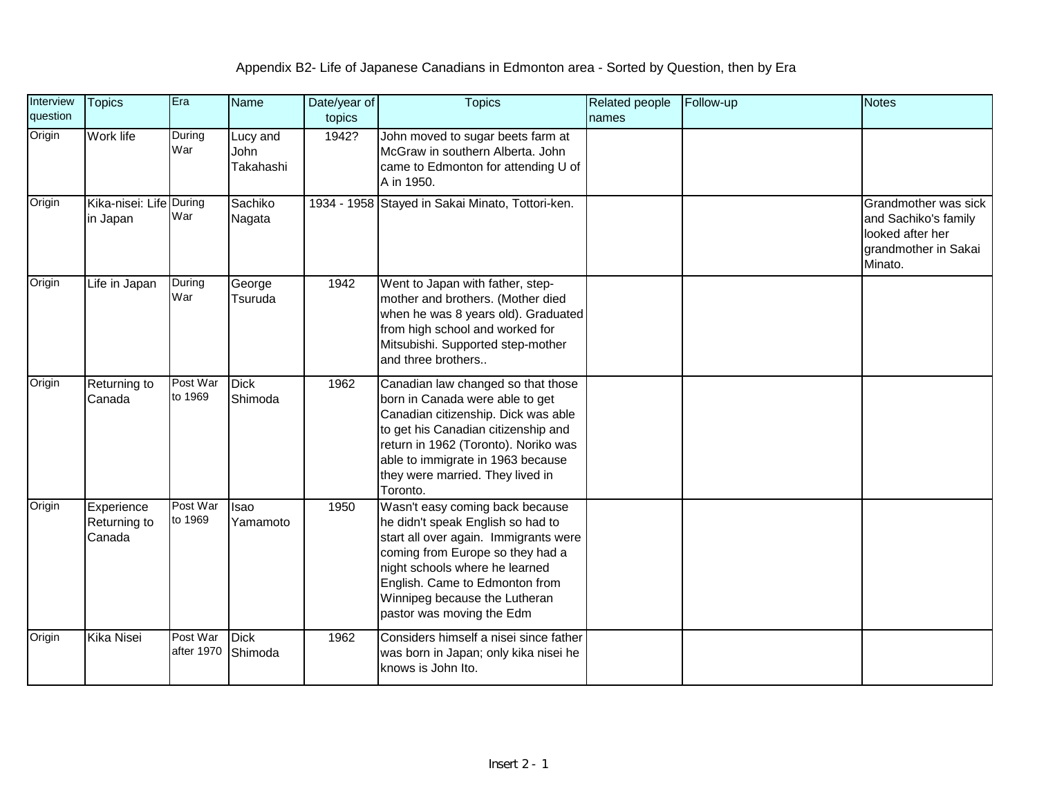# Appendix B2- Life of Japanese Canadians in Edmonton area - Sorted by Question, then by Era

| Interview question | Topics | Era | Name | Date/year of topics | Topics | Related people names | Follow-up | Notes |
|---|---|---|---|---|---|---|---|---|
| Origin | Work life | During War | Lucy and John Takahashi | 1942? | John moved to sugar beets farm at McGraw in southern Alberta. John came to Edmonton for attending U of A in 1950. | | | |
| Origin | Kika-nisei: Life in Japan | During War | Sachiko Nagata | 1934 - 1958 | Stayed in Sakai Minato, Tottori-ken. | | | Grandmother was sick and Sachiko's family looked after her grandmother in Sakai Minato. |
| Origin | Life in Japan | During War | George Tsuruda | 1942 | Went to Japan with father, step-mother and brothers. (Mother died when he was 8 years old). Graduated from high school and worked for Mitsubishi. Supported step-mother and three brothers.. | | | |
| Origin | Returning to Canada | Post War to 1969 | Dick Shimoda | 1962 | Canadian law changed so that those born in Canada were able to get Canadian citizenship. Dick was able to get his Canadian citizenship and return in 1962 (Toronto). Noriko was able to immigrate in 1963 because they were married. They lived in Toronto. | | | |
| Origin | Experience Returning to Canada | Post War to 1969 | Isao Yamamoto | 1950 | Wasn't easy coming back because he didn't speak English so had to start all over again. Immigrants were coming from Europe so they had a night schools where he learned English. Came to Edmonton from Winnipeg because the Lutheran pastor was moving the Edm | | | |
| Origin | Kika Nisei | Post War after 1970 | Dick Shimoda | 1962 | Considers himself a nisei since father was born in Japan; only kika nisei he knows is John Ito. | | | |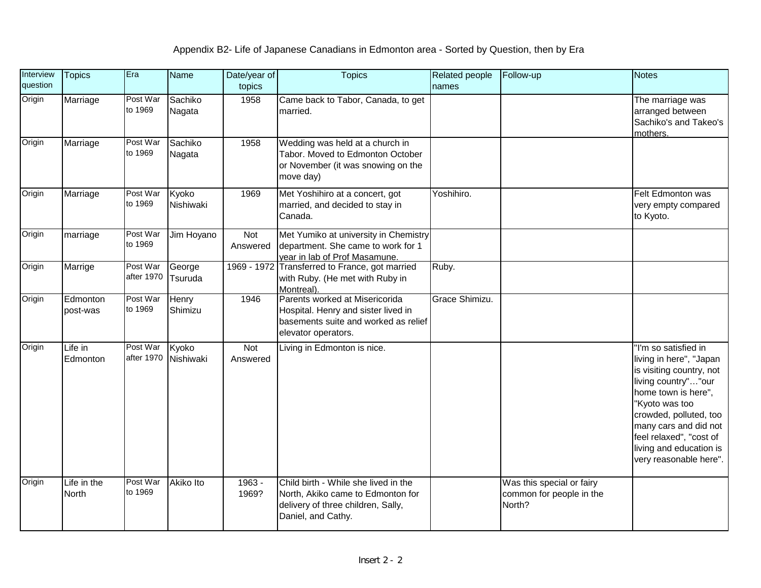Appendix B2- Life of Japanese Canadians in Edmonton area - Sorted by Question, then by Era

| Interview question | Topics | Era | Name | Date/year of topics | Topics | Related people names | Follow-up | Notes |
|---|---|---|---|---|---|---|---|---|
| Origin | Marriage | Post War to 1969 | Sachiko Nagata | 1958 | Came back to Tabor, Canada, to get married. | | | The marriage was arranged between Sachiko's and Takeo's mothers. |
| Origin | Marriage | Post War to 1969 | Sachiko Nagata | 1958 | Wedding was held at a church in Tabor. Moved to Edmonton October or November (it was snowing on the move day) | | | |
| Origin | Marriage | Post War to 1969 | Kyoko Nishiwaki | 1969 | Met Yoshihiro at a concert, got married, and decided to stay in Canada. | Yoshihiro. | | Felt Edmonton was very empty compared to Kyoto. |
| Origin | marriage | Post War to 1969 | Jim Hoyano | Not Answered | Met Yumiko at university in Chemistry department. She came to work for 1 year in lab of Prof Masamune. | | | |
| Origin | Marrige | Post War after 1970 | George Tsuruda | 1969 - 1972 | Transferred to France, got married with Ruby. (He met with Ruby in Montreal). | Ruby. | | |
| Origin | Edmonton post-was | Post War to 1969 | Henry Shimizu | 1946 | Parents worked at Misericorida Hospital. Henry and sister lived in basements suite and worked as relief elevator operators. | Grace Shimizu. | | |
| Origin | Life in Edmonton | Post War after 1970 | Kyoko Nishiwaki | Not Answered | Living in Edmonton is nice. | | | "I'm so satisfied in living in here", "Japan is visiting country, not living country"…"our home town is here", "Kyoto was too crowded, polluted, too many cars and did not feel relaxed", "cost of living and education is very reasonable here". |
| Origin | Life in the North | Post War to 1969 | Akiko Ito | 1963 - 1969? | Child birth - While she lived in the North, Akiko came to Edmonton for delivery of three children, Sally, Daniel, and Cathy. | | Was this special or fairy common for people in the North? | |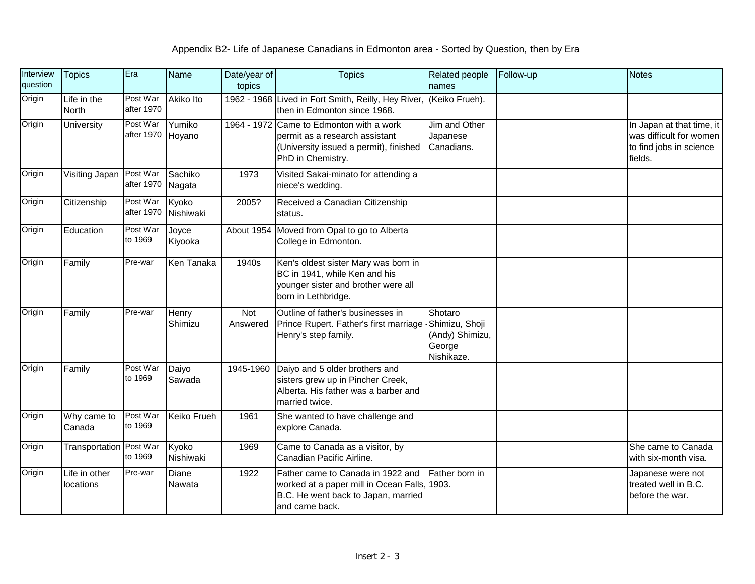# Appendix B2- Life of Japanese Canadians in Edmonton area - Sorted by Question, then by Era

| Interview question | Topics | Era | Name | Date/year of topics | Topics | Related people names | Follow-up | Notes |
|---|---|---|---|---|---|---|---|---|
| Origin | Life in the North | Post War after 1970 | Akiko Ito | 1962 - 1968 | Lived in Fort Smith, Reilly, Hey River, then in Edmonton since 1968. | (Keiko Frueh). | | |
| Origin | University | Post War after 1970 | Yumiko Hoyano | 1964 - 1972 | Came to Edmonton with a work permit as a research assistant (University issued a permit), finished PhD in Chemistry. | Jim and Other Japanese Canadians. | | In Japan at that time, it was difficult for women to find jobs in science fields. |
| Origin | Visiting Japan | Post War after 1970 | Sachiko Nagata | 1973 | Visited Sakai-minato for attending a niece's wedding. | | | |
| Origin | Citizenship | Post War after 1970 | Kyoko Nishiwaki | 2005? | Received a Canadian Citizenship status. | | | |
| Origin | Education | Post War to 1969 | Joyce Kiyooka | About 1954 | Moved from Opal to go to Alberta College in Edmonton. | | | |
| Origin | Family | Pre-war | Ken Tanaka | 1940s | Ken's oldest sister Mary was born in BC in 1941, while Ken and his younger sister and brother were all born in Lethbridge. | | | |
| Origin | Family | Pre-war | Henry Shimizu | Not Answered | Outline of father's businesses in Prince Rupert. Father's first marriage - Henry's step family. | Shotaro Shimizu, Shoji (Andy) Shimizu, George Nishikaze. | | |
| Origin | Family | Post War to 1969 | Daiyo Sawada | 1945-1960 | Daiyo and 5 older brothers and sisters grew up in Pincher Creek, Alberta. His father was a barber and married twice. | | | |
| Origin | Why came to Canada | Post War to 1969 | Keiko Frueh | 1961 | She wanted to have challenge and explore Canada. | | | |
| Origin | Transportation | Post War to 1969 | Kyoko Nishiwaki | 1969 | Came to Canada as a visitor, by Canadian Pacific Airline. | | | She came to Canada with six-month visa. |
| Origin | Life in other locations | Pre-war | Diane Nawata | 1922 | Father came to Canada in 1922 and worked at a paper mill in Ocean Falls, B.C. He went back to Japan, married and came back. | Father born in 1903. | | Japanese were not treated well in B.C. before the war. |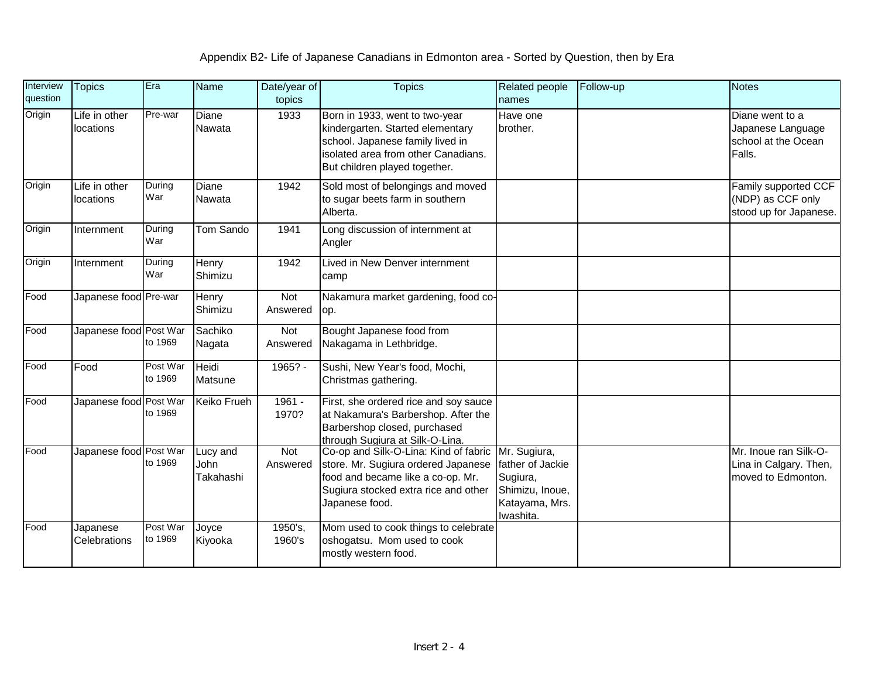Appendix B2- Life of Japanese Canadians in Edmonton area - Sorted by Question, then by Era

| Interview question | Topics | Era | Name | Date/year of topics | Topics | Related people names | Follow-up | Notes |
|---|---|---|---|---|---|---|---|---|
| Origin | Life in other locations | Pre-war | Diane Nawata | 1933 | Born in 1933, went to two-year kindergarten. Started elementary school. Japanese family lived in isolated area from other Canadians. But children played together. | Have one brother. | | Diane went to a Japanese Language school at the Ocean Falls. |
| Origin | Life in other locations | During War | Diane Nawata | 1942 | Sold most of belongings and moved to sugar beets farm in southern Alberta. | | | Family supported CCF (NDP) as CCF only stood up for Japanese. |
| Origin | Internment | During War | Tom Sando | 1941 | Long discussion of internment at Angler | | | |
| Origin | Internment | During War | Henry Shimizu | 1942 | Lived in New Denver internment camp | | | |
| Food | Japanese food | Pre-war | Henry Shimizu | Not Answered | Nakamura market gardening, food co-op. | | | |
| Food | Japanese food | Post War to 1969 | Sachiko Nagata | Not Answered | Bought Japanese food from Nakagama in Lethbridge. | | | |
| Food | Food | Post War to 1969 | Heidi Matsune | 1965? - | Sushi, New Year's food, Mochi, Christmas gathering. | | | |
| Food | Japanese food | Post War to 1969 | Keiko Frueh | 1961 - 1970? | First, she ordered rice and soy sauce at Nakamura's Barbershop. After the Barbershop closed, purchased through Sugiura at Silk-O-Lina. | | | |
| Food | Japanese food | Post War to 1969 | Lucy and John Takahashi | Not Answered | Co-op and Silk-O-Lina: Kind of fabric store. Mr. Sugiura ordered Japanese food and became like a co-op. Mr. Sugiura stocked extra rice and other Japanese food. | Mr. Sugiura, father of Jackie Sugiura, Shimizu, Inoue, Katayama, Mrs. Iwashita. | | Mr. Inoue ran Silk-O-Lina in Calgary. Then, moved to Edmonton. |
| Food | Japanese Celebrations | Post War to 1969 | Joyce Kiyooka | 1950's, 1960's | Mom used to cook things to celebrate oshogatsu. Mom used to cook mostly western food. | | | |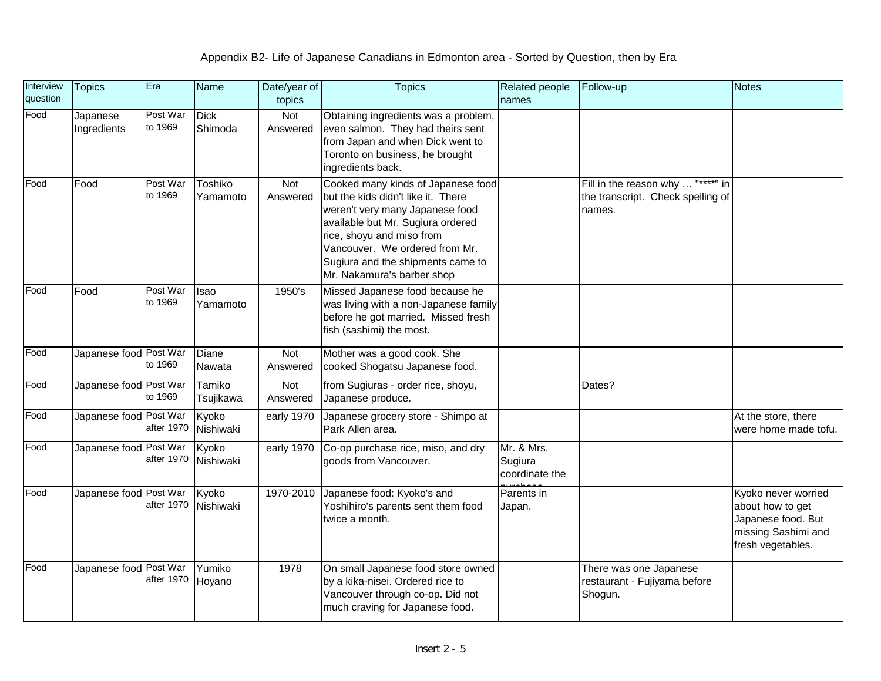# Appendix B2- Life of Japanese Canadians in Edmonton area - Sorted by Question, then by Era

| Interview question | Topics | Era | Name | Date/year of topics | Topics | Related people names | Follow-up | Notes |
|---|---|---|---|---|---|---|---|---|
| Food | Japanese Ingredients | Post War to 1969 | Dick Shimoda | Not Answered | Obtaining ingredients was a problem, even salmon. They had theirs sent from Japan and when Dick went to Toronto on business, he brought ingredients back. | | | |
| Food | Food | Post War to 1969 | Toshiko Yamamoto | Not Answered | Cooked many kinds of Japanese food but the kids didn't like it. There weren't very many Japanese food available but Mr. Sugiura ordered rice, shoyu and miso from Vancouver. We ordered from Mr. Sugiura and the shipments came to Mr. Nakamura's barber shop | | Fill in the reason why … "****" in the transcript. Check spelling of names. | |
| Food | Food | Post War to 1969 | Isao Yamamoto | 1950's | Missed Japanese food because he was living with a non-Japanese family before he got married. Missed fresh fish (sashimi) the most. | | | |
| Food | Japanese food | Post War to 1969 | Diane Nawata | Not Answered | Mother was a good cook. She cooked Shogatsu Japanese food. | | | |
| Food | Japanese food | Post War to 1969 | Tamiko Tsujikawa | Not Answered | from Sugiuras - order rice, shoyu, Japanese produce. | | Dates? | |
| Food | Japanese food | Post War after 1970 | Kyoko Nishiwaki | early 1970 | Japanese grocery store - Shimpo at Park Allen area. | | | At the store, there were home made tofu. |
| Food | Japanese food | Post War after 1970 | Kyoko Nishiwaki | early 1970 | Co-op purchase rice, miso, and dry goods from Vancouver. | Mr. & Mrs. Sugiura coordinate the purchase | | |
| Food | Japanese food | Post War after 1970 | Kyoko Nishiwaki | 1970-2010 | Japanese food: Kyoko's and Yoshihiro's parents sent them food twice a month. | Parents in Japan. | | Kyoko never worried about how to get Japanese food. But missing Sashimi and fresh vegetables. |
| Food | Japanese food | Post War after 1970 | Yumiko Hoyano | 1978 | On small Japanese food store owned by a kika-nisei. Ordered rice to Vancouver through co-op. Did not much craving for Japanese food. | | There was one Japanese restaurant - Fujiyama before Shogun. | |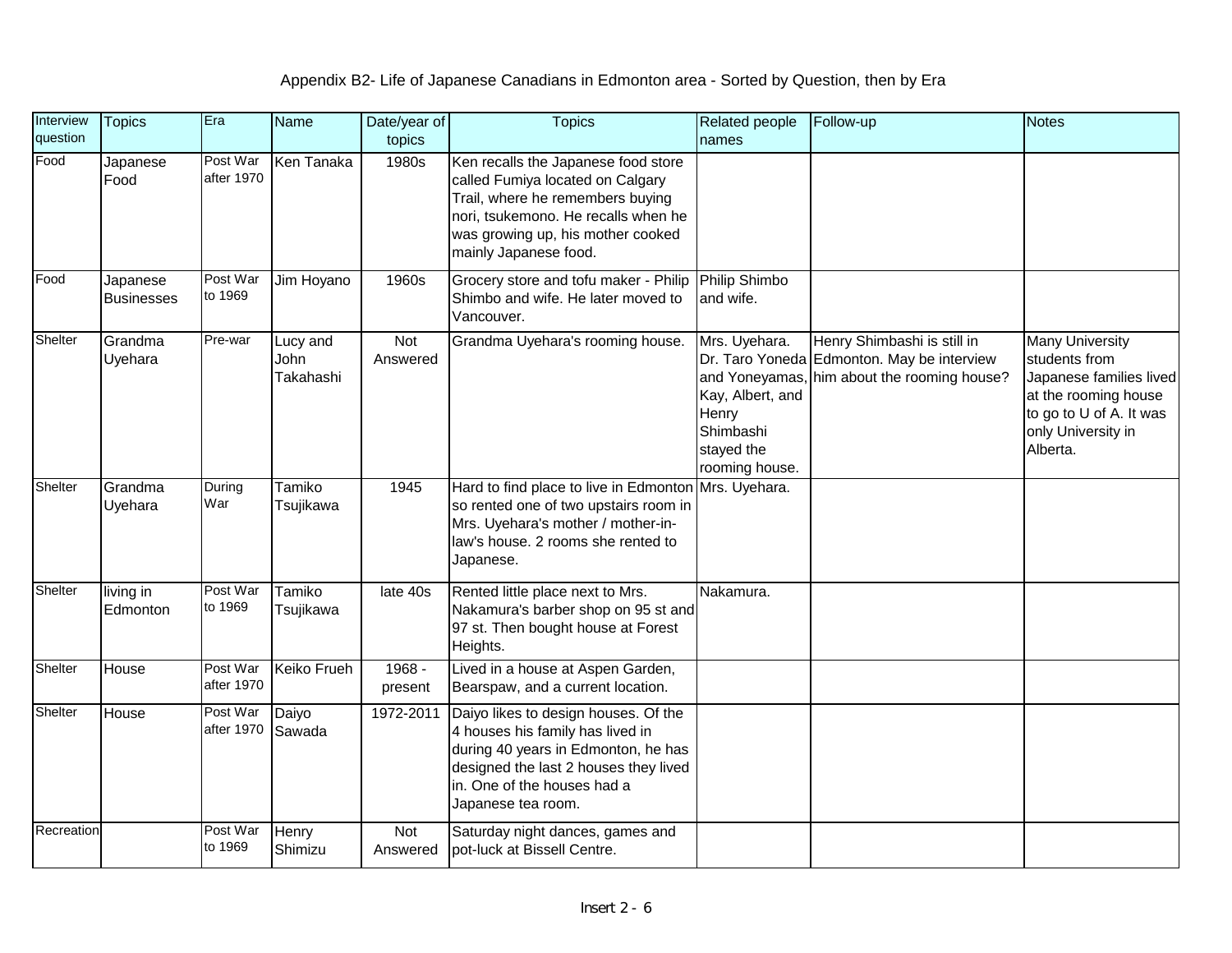# Appendix B2- Life of Japanese Canadians in Edmonton area - Sorted by Question, then by Era

| Interview question | Topics | Era | Name | Date/year of topics | Topics | Related people names | Follow-up | Notes |
|---|---|---|---|---|---|---|---|---|
| Food | Japanese Food | Post War after 1970 | Ken Tanaka | 1980s | Ken recalls the Japanese food store called Fumiya located on Calgary Trail, where he remembers buying nori, tsukemono. He recalls when he was growing up, his mother cooked mainly Japanese food. | | | |
| Food | Japanese Businesses | Post War to 1969 | Jim Hoyano | 1960s | Grocery store and tofu maker - Philip Shimbo and wife. He later moved to Vancouver. | Philip Shimbo and wife. | | |
| Shelter | Grandma Uyehara | Pre-war | Lucy and John Takahashi | Not Answered | Grandma Uyehara's rooming house. | Mrs. Uyehara. Dr. Taro Yoneda and Yoneyamas, Kay, Albert, and Henry Shimbashi stayed the rooming house. | Henry Shimbashi is still in Edmonton. May be interview him about the rooming house? | Many University students from Japanese families lived at the rooming house to go to U of A. It was only University in Alberta. |
| Shelter | Grandma Uyehara | During War | Tamiko Tsujikawa | 1945 | Hard to find place to live in Edmonton so rented one of two upstairs room in Mrs. Uyehara's mother / mother-in-law's house. 2 rooms she rented to Japanese. | Mrs. Uyehara. | | |
| Shelter | living in Edmonton | Post War to 1969 | Tamiko Tsujikawa | late 40s | Rented little place next to Mrs. Nakamura's barber shop on 95 st and 97 st. Then bought house at Forest Heights. | Nakamura. | | |
| Shelter | House | Post War after 1970 | Keiko Frueh | 1968 - present | Lived in a house at Aspen Garden, Bearspaw, and a current location. | | | |
| Shelter | House | Post War after 1970 | Daiyo Sawada | 1972-2011 | Daiyo likes to design houses. Of the 4 houses his family has lived in during 40 years in Edmonton, he has designed the last 2 houses they lived in. One of the houses had a Japanese tea room. | | | |
| Recreation | | Post War to 1969 | Henry Shimizu | Not Answered | Saturday night dances, games and pot-luck at Bissell Centre. | | | |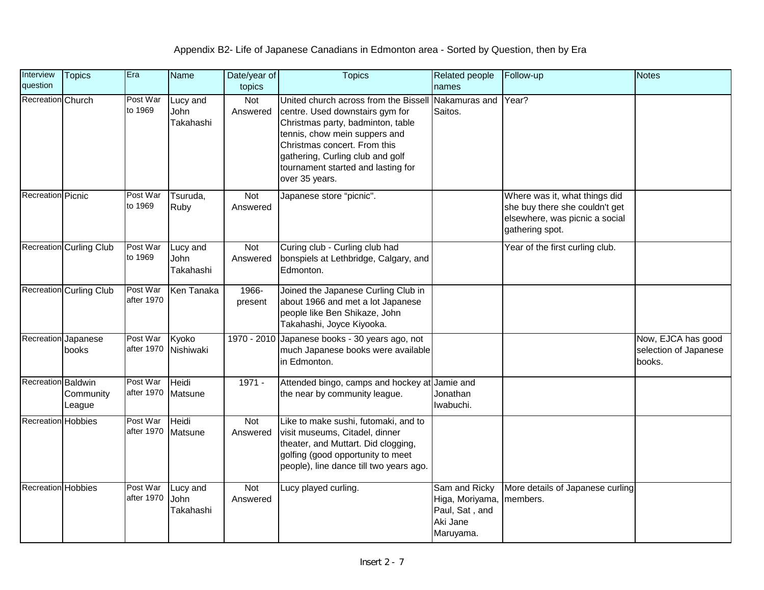Appendix B2- Life of Japanese Canadians in Edmonton area - Sorted by Question, then by Era

| Interview question | Topics | Era | Name | Date/year of topics | Topics | Related people names | Follow-up | Notes |
|---|---|---|---|---|---|---|---|---|
| Recreation | Church | Post War to 1969 | Lucy and John Takahashi | Not Answered | United church across from the Bissell centre. Used downstairs gym for Christmas party, badminton, table tennis, chow mein suppers and Christmas concert. From this gathering, Curling club and golf tournament started and lasting for over 35 years. | Nakamuras and Saitos. | Year? | |
| Recreation | Picnic | Post War to 1969 | Tsuruda, Ruby | Not Answered | Japanese store "picnic". | | Where was it, what things did she buy there she couldn't get elsewhere, was picnic a social gathering spot. | |
| Recreation | Curling Club | Post War to 1969 | Lucy and John Takahashi | Not Answered | Curing club - Curling club had bonspiels at Lethbridge, Calgary, and Edmonton. | | Year of the first curling club. | |
| Recreation | Curling Club | Post War after 1970 | Ken Tanaka | 1966-present | Joined the Japanese Curling Club in about 1966 and met a lot Japanese people like Ben Shikaze, John Takahashi, Joyce Kiyooka. | | | |
| Recreation | Japanese books | Post War after 1970 | Kyoko Nishiwaki | 1970 - 2010 | Japanese books - 30 years ago, not much Japanese books were available in Edmonton. | | | Now, EJCA has good selection of Japanese books. |
| Recreation | Baldwin Community League | Post War after 1970 | Heidi Matsune | 1971 - | Attended bingo, camps and hockey at the near by community league. | Jamie and Jonathan Iwabuchi. | | |
| Recreation | Hobbies | Post War after 1970 | Heidi Matsune | Not Answered | Like to make sushi, futomaki, and to visit museums, Citadel, dinner theater, and Muttart. Did clogging, golfing (good opportunity to meet people), line dance till two years ago. | | | |
| Recreation | Hobbies | Post War after 1970 | Lucy and John Takahashi | Not Answered | Lucy played curling. | Sam and Ricky Higa, Moriyama, Paul, Sat , and Aki Jane Maruyama. | More details of Japanese curling members. | |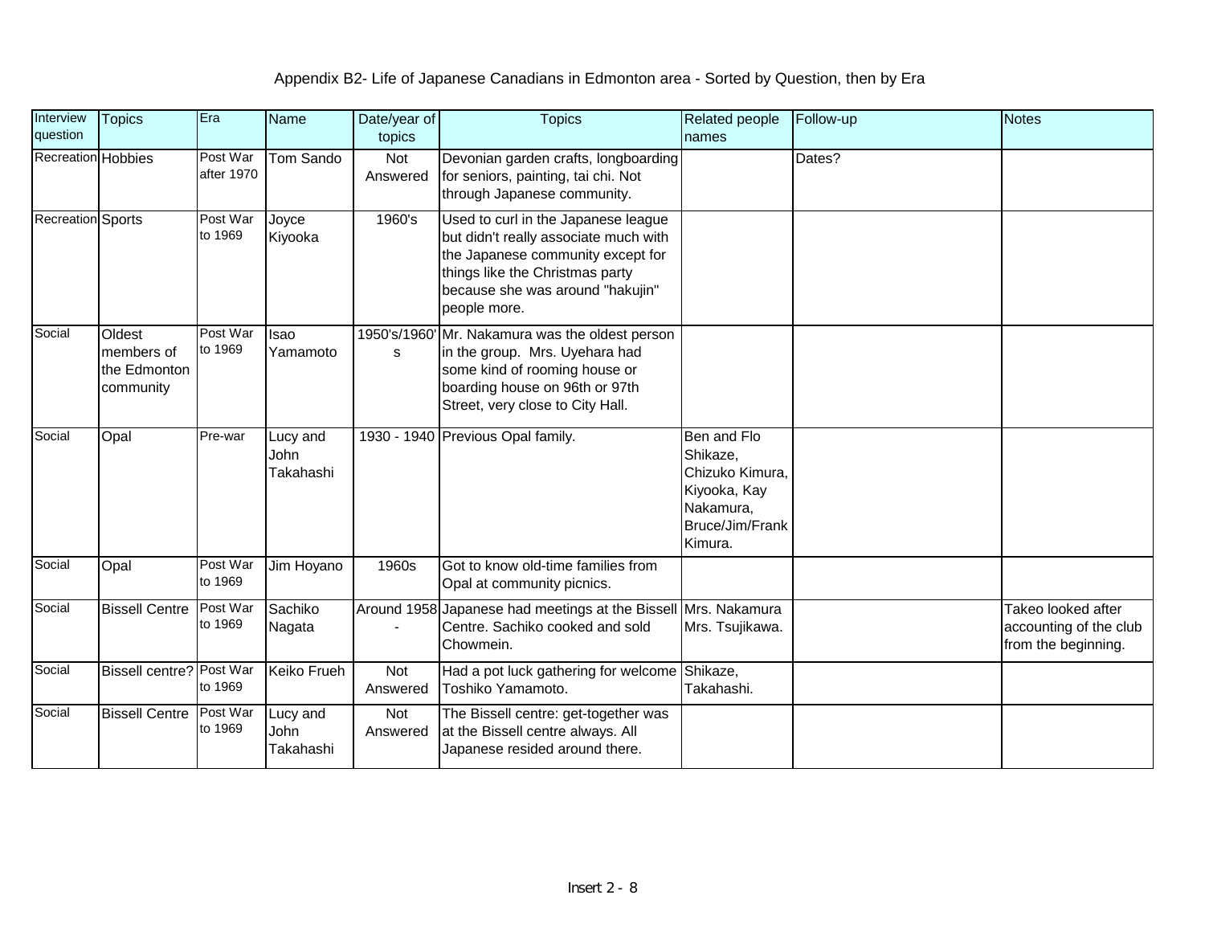Appendix B2- Life of Japanese Canadians in Edmonton area - Sorted by Question, then by Era

| Interview question | Topics | Era | Name | Date/year of topics | Topics | Related people names | Follow-up | Notes |
|---|---|---|---|---|---|---|---|---|
| Recreation | Hobbies | Post War after 1970 | Tom Sando | Not Answered | Devonian garden crafts, longboarding for seniors, painting, tai chi. Not through Japanese community. | | Dates? | |
| Recreation | Sports | Post War to 1969 | Joyce Kiyooka | 1960's | Used to curl in the Japanese league but didn't really associate much with the Japanese community except for things like the Christmas party because she was around "hakujin" people more. | | | |
| Social | Oldest members of the Edmonton community | Post War to 1969 | Isao Yamamoto | 1950's/1960's | Mr. Nakamura was the oldest person in the group. Mrs. Uyehara had some kind of rooming house or boarding house on 96th or 97th Street, very close to City Hall. | | | |
| Social | Opal | Pre-war | Lucy and John Takahashi | 1930 - 1940 | Previous Opal family. | Ben and Flo Shikaze, Chizuko Kimura, Kiyooka, Kay Nakamura, Bruce/Jim/Frank Kimura. | | |
| Social | Opal | Post War to 1969 | Jim Hoyano | 1960s | Got to know old-time families from Opal at community picnics. | | | |
| Social | Bissell Centre | Post War to 1969 | Sachiko Nagata | Around 1958 - | Japanese had meetings at the Bissell Centre. Sachiko cooked and sold Chowmein. | Mrs. Nakamura Mrs. Tsujikawa. | | Takeo looked after accounting of the club from the beginning. |
| Social | Bissell centre? | Post War to 1969 | Keiko Frueh | Not Answered | Had a pot luck gathering for welcome Toshiko Yamamoto. | Shikaze, Takahashi. | | |
| Social | Bissell Centre | Post War to 1969 | Lucy and John Takahashi | Not Answered | The Bissell centre: get-together was at the Bissell centre always. All Japanese resided around there. | | | |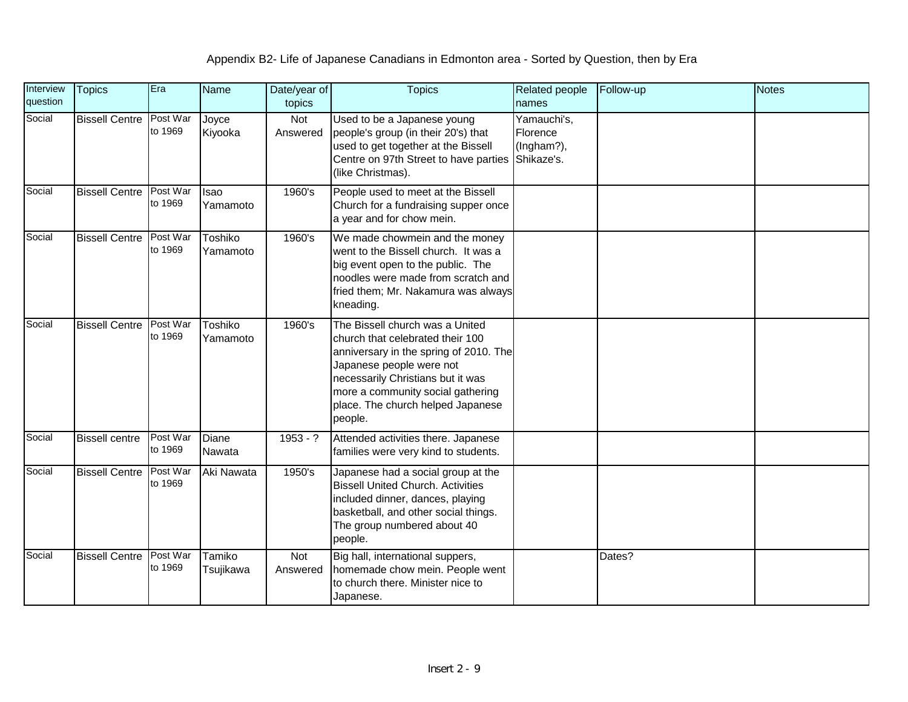Appendix B2- Life of Japanese Canadians in Edmonton area - Sorted by Question, then by Era

| Interview question | Topics | Era | Name | Date/year of topics | Topics | Related people names | Follow-up | Notes |
|---|---|---|---|---|---|---|---|---|
| Social | Bissell Centre | Post War to 1969 | Joyce Kiyooka | Not Answered | Used to be a Japanese young people's group (in their 20's) that used to get together at the Bissell Centre on 97th Street to have parties (like Christmas). | Yamauchi's, Florence (Ingham?), Shikaze's. | | |
| Social | Bissell Centre | Post War to 1969 | Isao Yamamoto | 1960's | People used to meet at the Bissell Church for a fundraising supper once a year and for chow mein. | | | |
| Social | Bissell Centre | Post War to 1969 | Toshiko Yamamoto | 1960's | We made chowmein and the money went to the Bissell church. It was a big event open to the public. The noodles were made from scratch and fried them; Mr. Nakamura was always kneading. | | | |
| Social | Bissell Centre | Post War to 1969 | Toshiko Yamamoto | 1960's | The Bissell church was a United church that celebrated their 100 anniversary in the spring of 2010. The Japanese people were not necessarily Christians but it was more a community social gathering place. The church helped Japanese people. | | | |
| Social | Bissell centre | Post War to 1969 | Diane Nawata | 1953 - ? | Attended activities there. Japanese families were very kind to students. | | | |
| Social | Bissell Centre | Post War to 1969 | Aki Nawata | 1950's | Japanese had a social group at the Bissell United Church. Activities included dinner, dances, playing basketball, and other social things. The group numbered about 40 people. | | | |
| Social | Bissell Centre | Post War to 1969 | Tamiko Tsujikawa | Not Answered | Big hall, international suppers, homemade chow mein. People went to church there. Minister nice to Japanese. | | Dates? | |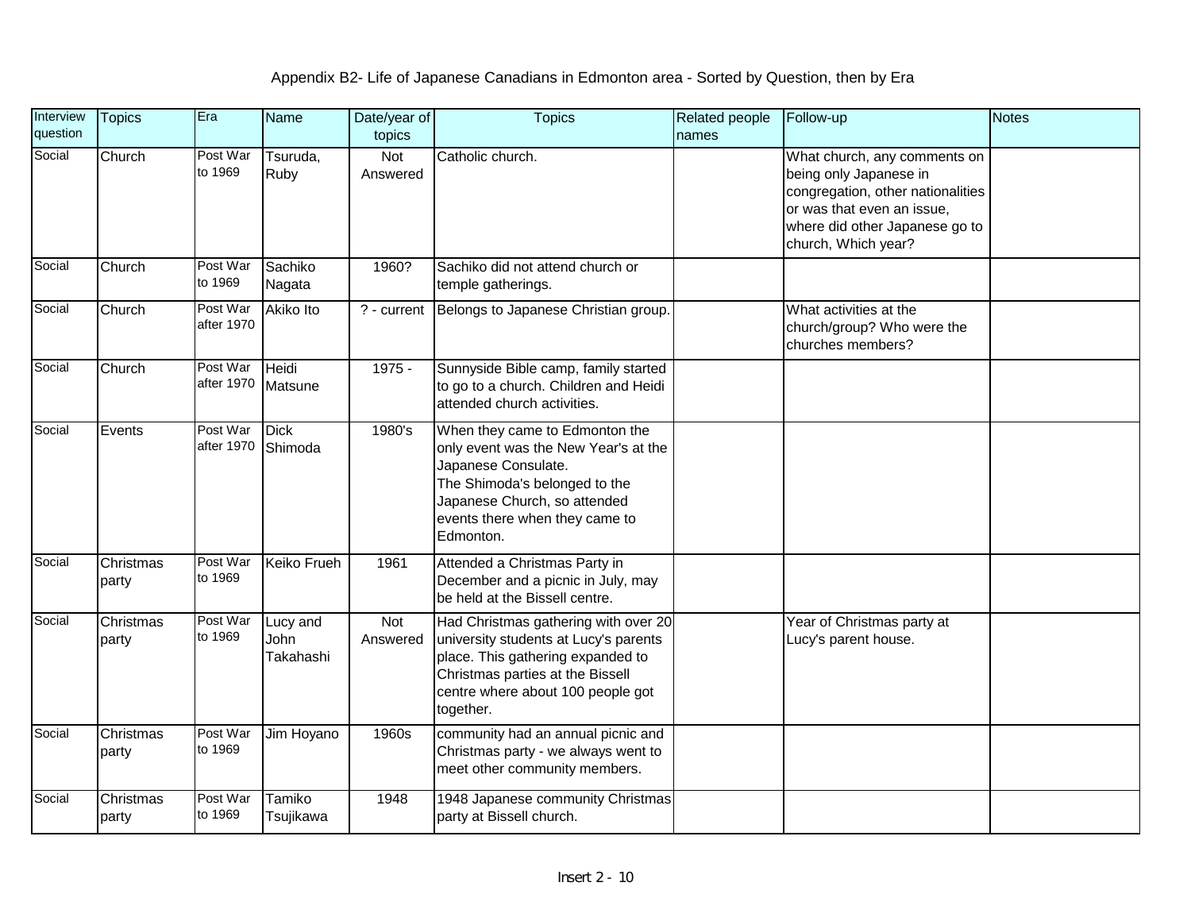Appendix B2- Life of Japanese Canadians in Edmonton area - Sorted by Question, then by Era

| Interview question | Topics | Era | Name | Date/year of topics | Topics | Related people names | Follow-up | Notes |
|---|---|---|---|---|---|---|---|---|
| Social | Church | Post War to 1969 | Tsuruda, Ruby | Not Answered | Catholic church. | | What church, any comments on being only Japanese in congregation, other nationalities or was that even an issue, where did other Japanese go to church, Which year? | |
| Social | Church | Post War to 1969 | Sachiko Nagata | 1960? | Sachiko did not attend church or temple gatherings. | | | |
| Social | Church | Post War after 1970 | Akiko Ito | ? - current | Belongs to Japanese Christian group. | | What activities at the church/group? Who were the churches members? | |
| Social | Church | Post War after 1970 | Heidi Matsune | 1975 - | Sunnyside Bible camp, family started to go to a church. Children and Heidi attended church activities. | | | |
| Social | Events | Post War after 1970 | Dick Shimoda | 1980's | When they came to Edmonton the only event was the New Year's at the Japanese Consulate.<br>The Shimoda's belonged to the Japanese Church, so attended events there when they came to Edmonton. | | | |
| Social | Christmas party | Post War to 1969 | Keiko Frueh | 1961 | Attended a Christmas Party in December and a picnic in July, may be held at the Bissell centre. | | | |
| Social | Christmas party | Post War to 1969 | Lucy and John Takahashi | Not Answered | Had Christmas gathering with over 20 university students at Lucy's parents place. This gathering expanded to Christmas parties at the Bissell centre where about 100 people got together. | | Year of Christmas party at Lucy's parent house. | |
| Social | Christmas party | Post War to 1969 | Jim Hoyano | 1960s | community had an annual picnic and Christmas party - we always went to meet other community members. | | | |
| Social | Christmas party | Post War to 1969 | Tamiko Tsujikawa | 1948 | 1948 Japanese community Christmas party at Bissell church. | | | |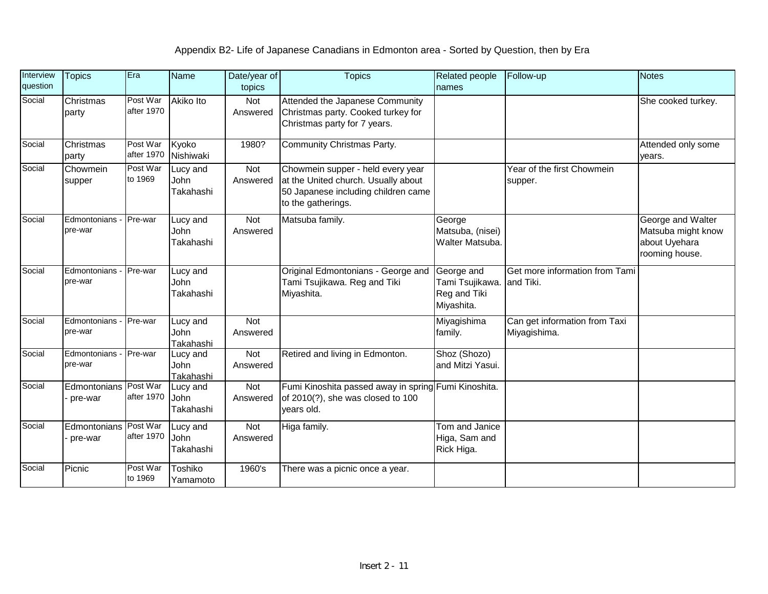# Appendix B2- Life of Japanese Canadians in Edmonton area - Sorted by Question, then by Era

| Interview question | Topics | Era | Name | Date/year of topics | Topics | Related people names | Follow-up | Notes |
|---|---|---|---|---|---|---|---|---|
| Social | Christmas party | Post War after 1970 | Akiko Ito | Not Answered | Attended the Japanese Community Christmas party. Cooked turkey for Christmas party for 7 years. | | | She cooked turkey. |
| Social | Christmas party | Post War after 1970 | Kyoko Nishiwaki | 1980? | Community Christmas Party. | | | Attended only some years. |
| Social | Chowmein supper | Post War to 1969 | Lucy and John Takahashi | Not Answered | Chowmein supper - held every year at the United church. Usually about 50 Japanese including children came to the gatherings. | | Year of the first Chowmein supper. | |
| Social | Edmontonians - pre-war | Pre-war | Lucy and John Takahashi | Not Answered | Matsuba family. | George Matsuba, (nisei) Walter Matsuba. | | George and Walter Matsuba might know about Uyehara rooming house. |
| Social | Edmontonians - pre-war | Pre-war | Lucy and John Takahashi | | Original Edmontonians - George and Tami Tsujikawa. Reg and Tiki Miyashita. | George and Tami Tsujikawa. Reg and Tiki Miyashita. | Get more information from Tami and Tiki. | |
| Social | Edmontonians - pre-war | Pre-war | Lucy and John Takahashi | Not Answered | | Miyagishima family. | Can get information from Taxi Miyagishima. | |
| Social | Edmontonians - pre-war | Pre-war | Lucy and John Takahashi | Not Answered | Retired and living in Edmonton. | Shoz (Shozo) and Mitzi Yasui. | | |
| Social | Edmontonians - pre-war | Post War after 1970 | Lucy and John Takahashi | Not Answered | Fumi Kinoshita passed away in spring of 2010(?), she was closed to 100 years old. | Fumi Kinoshita. | | |
| Social | Edmontonians - pre-war | Post War after 1970 | Lucy and John Takahashi | Not Answered | Higa family. | Tom and Janice Higa, Sam and Rick Higa. | | |
| Social | Picnic | Post War to 1969 | Toshiko Yamamoto | 1960's | There was a picnic once a year. | | | |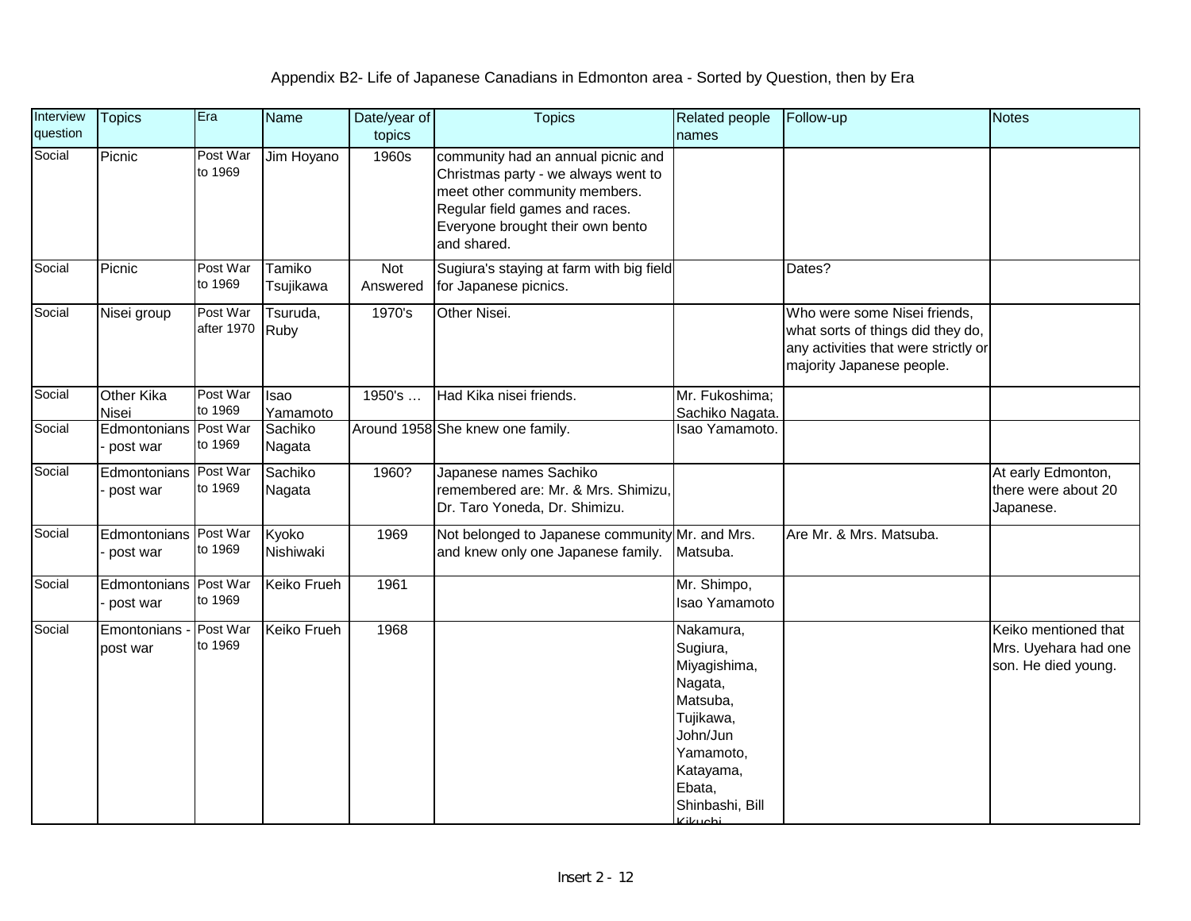Appendix B2- Life of Japanese Canadians in Edmonton area - Sorted by Question, then by Era

| Interview question | Topics | Era | Name | Date/year of topics | Topics | Related people names | Follow-up | Notes |
|---|---|---|---|---|---|---|---|---|
| Social | Picnic | Post War to 1969 | Jim Hoyano | 1960s | community had an annual picnic and Christmas party - we always went to meet other community members. Regular field games and races. Everyone brought their own bento and shared. | | | |
| Social | Picnic | Post War to 1969 | Tamiko Tsujikawa | Not Answered | Sugiura's staying at farm with big field for Japanese picnics. | | Dates? | |
| Social | Nisei group | Post War after 1970 | Tsuruda, Ruby | 1970's | Other Nisei. | | Who were some Nisei friends, what sorts of things did they do, any activities that were strictly or majority Japanese people. | |
| Social | Other Kika Nisei | Post War to 1969 | Isao Yamamoto | 1950's … | Had Kika nisei friends. | Mr. Fukoshima; Sachiko Nagata. | | |
| Social | Edmontonians - post war | Post War to 1969 | Sachiko Nagata | Around 1958 | She knew one family. | Isao Yamamoto. | | |
| Social | Edmontonians - post war | Post War to 1969 | Sachiko Nagata | 1960? | Japanese names Sachiko remembered are: Mr. & Mrs. Shimizu, Dr. Taro Yoneda, Dr. Shimizu. | | | At early Edmonton, there were about 20 Japanese. |
| Social | Edmontonians - post war | Post War to 1969 | Kyoko Nishiwaki | 1969 | Not belonged to Japanese community and knew only one Japanese family. | Mr. and Mrs. Matsuba. | Are Mr. & Mrs. Matsuba. | |
| Social | Edmontonians - post war | Post War to 1969 | Keiko Frueh | 1961 | | Mr. Shimpo, Isao Yamamoto | | |
| Social | Emontonians - post war | Post War to 1969 | Keiko Frueh | 1968 | | Nakamura, Sugiura, Miyagishima, Nagata, Matsuba, Tujikawa, John/Jun Yamamoto, Katayama, Ebata, Shinbashi, Bill Kikuchi | | Keiko mentioned that Mrs. Uyehara had one son. He died young. |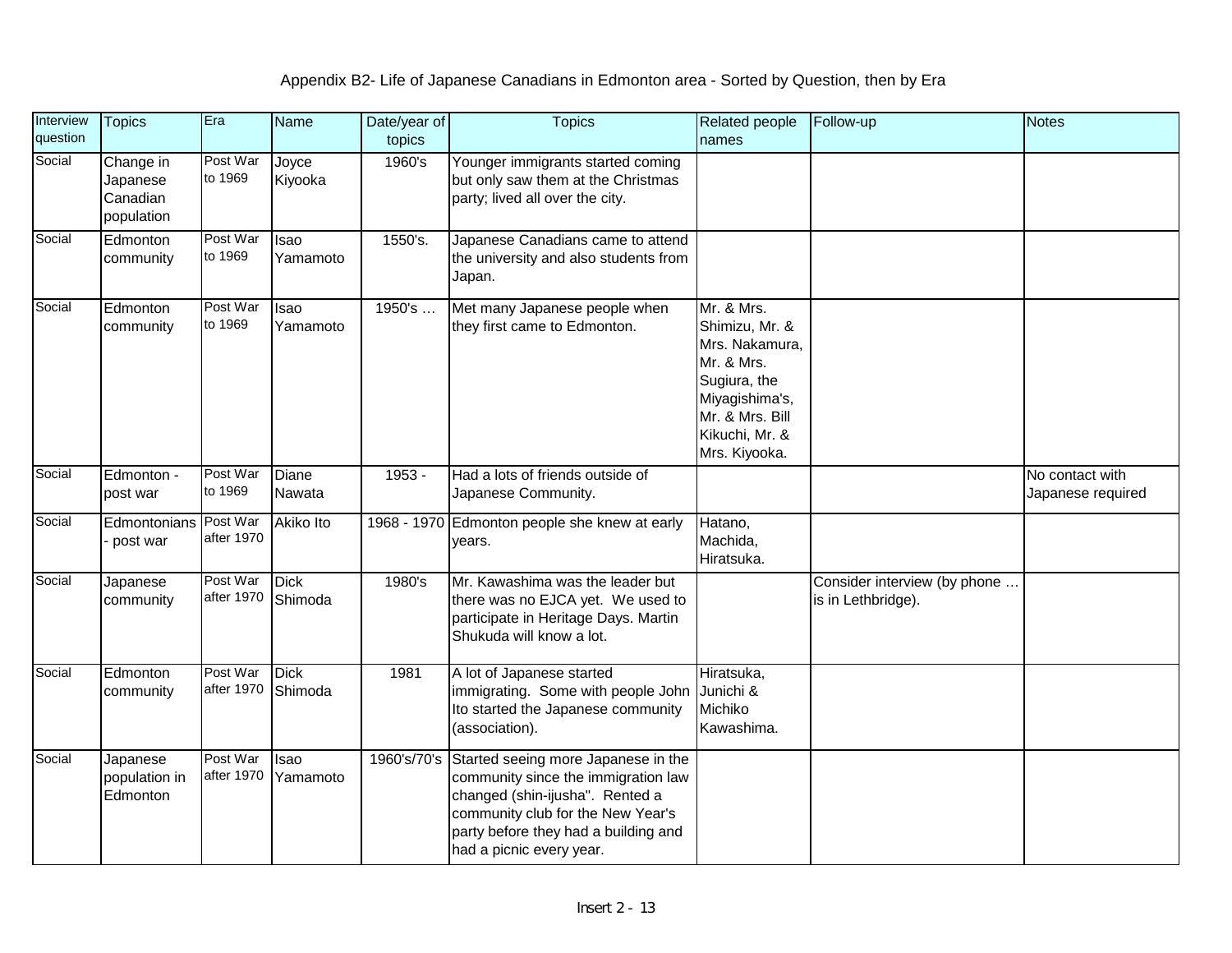Appendix B2- Life of Japanese Canadians in Edmonton area - Sorted by Question, then by Era

| Interview question | Topics | Era | Name | Date/year of topics | Topics | Related people names | Follow-up | Notes |
|---|---|---|---|---|---|---|---|---|
| Social | Change in Japanese Canadian population | Post War to 1969 | Joyce Kiyooka | 1960's | Younger immigrants started coming but only saw them at the Christmas party; lived all over the city. | | | |
| Social | Edmonton community | Post War to 1969 | Isao Yamamoto | 1550's. | Japanese Canadians came to attend the university and also students from Japan. | | | |
| Social | Edmonton community | Post War to 1969 | Isao Yamamoto | 1950's … | Met many Japanese people when they first came to Edmonton. | Mr. & Mrs. Shimizu, Mr. & Mrs. Nakamura, Mr. & Mrs. Sugiura, the Miyagishima's, Mr. & Mrs. Bill Kikuchi, Mr. & Mrs. Kiyooka. | | |
| Social | Edmonton - post war | Post War to 1969 | Diane Nawata | 1953 - | Had a lots of friends outside of Japanese Community. | | | No contact with Japanese required |
| Social | Edmontonians - post war | Post War after 1970 | Akiko Ito | 1968 - 1970 | Edmonton people she knew at early years. | Hatano, Machida, Hiratsuka. | | |
| Social | Japanese community | Post War after 1970 | Dick Shimoda | 1980's | Mr. Kawashima was the leader but there was no EJCA yet. We used to participate in Heritage Days. Martin Shukuda will know a lot. | | Consider interview (by phone … is in Lethbridge). | |
| Social | Edmonton community | Post War after 1970 | Dick Shimoda | 1981 | A lot of Japanese started immigrating. Some with people John Ito started the Japanese community (association). | Hiratsuka, Junichi & Michiko Kawashima. | | |
| Social | Japanese population in Edmonton | Post War after 1970 | Isao Yamamoto | 1960's/70's | Started seeing more Japanese in the community since the immigration law changed (shin-ijusha". Rented a community club for the New Year's party before they had a building and had a picnic every year. | | | |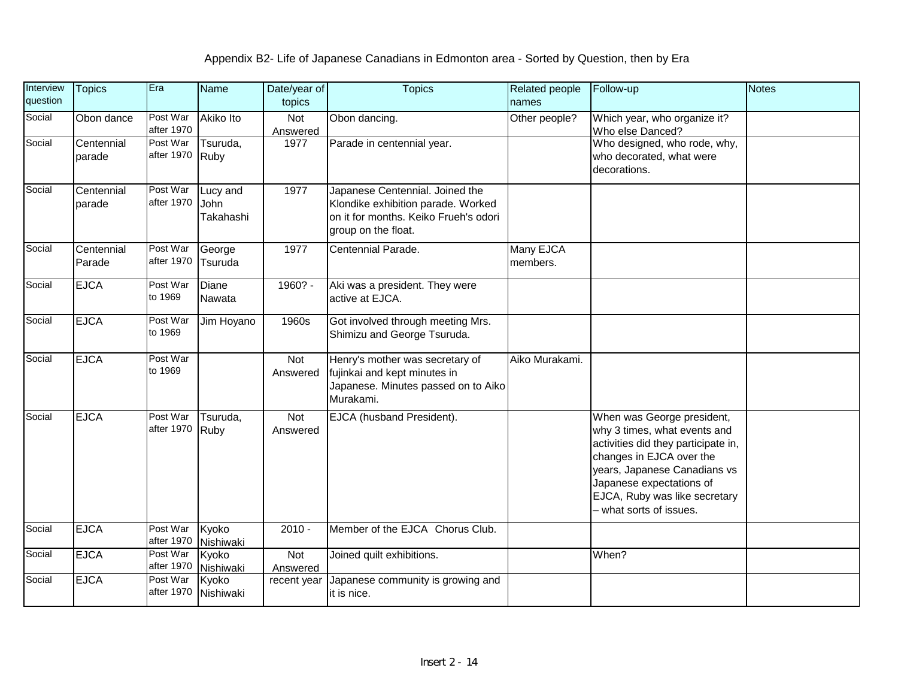Appendix B2- Life of Japanese Canadians in Edmonton area - Sorted by Question, then by Era

| Interview question | Topics | Era | Name | Date/year of topics | Topics | Related people names | Follow-up | Notes |
|---|---|---|---|---|---|---|---|---|
| Social | Obon dance | Post War after 1970 | Akiko Ito | Not Answered | Obon dancing. | Other people? | Which year, who organize it? Who else Danced? | |
| Social | Centennial parade | Post War after 1970 | Tsuruda, Ruby | 1977 | Parade in centennial year. | | Who designed, who rode, why, who decorated, what were decorations. | |
| Social | Centennial parade | Post War after 1970 | Lucy and John Takahashi | 1977 | Japanese Centennial. Joined the Klondike exhibition parade. Worked on it for months. Keiko Frueh's odori group on the float. | | | |
| Social | Centennial Parade | Post War after 1970 | George Tsuruda | 1977 | Centennial Parade. | Many EJCA members. | | |
| Social | EJCA | Post War to 1969 | Diane Nawata | 1960? - | Aki was a president. They were active at EJCA. | | | |
| Social | EJCA | Post War to 1969 | Jim Hoyano | 1960s | Got involved through meeting Mrs. Shimizu and George Tsuruda. | | | |
| Social | EJCA | Post War to 1969 | | Not Answered | Henry's mother was secretary of fujinkai and kept minutes in Japanese. Minutes passed on to Aiko Murakami. | Aiko Murakami. | | |
| Social | EJCA | Post War after 1970 | Tsuruda, Ruby | Not Answered | EJCA (husband President). | | When was George president, why 3 times, what events and activities did they participate in, changes in EJCA over the years, Japanese Canadians vs Japanese expectations of EJCA, Ruby was like secretary – what sorts of issues. | |
| Social | EJCA | Post War after 1970 | Kyoko Nishiwaki | 2010 - | Member of the EJCA Chorus Club. | | | |
| Social | EJCA | Post War after 1970 | Kyoko Nishiwaki | Not Answered | Joined quilt exhibitions. | | When? | |
| Social | EJCA | Post War after 1970 | Kyoko Nishiwaki | recent year | Japanese community is growing and it is nice. | | | |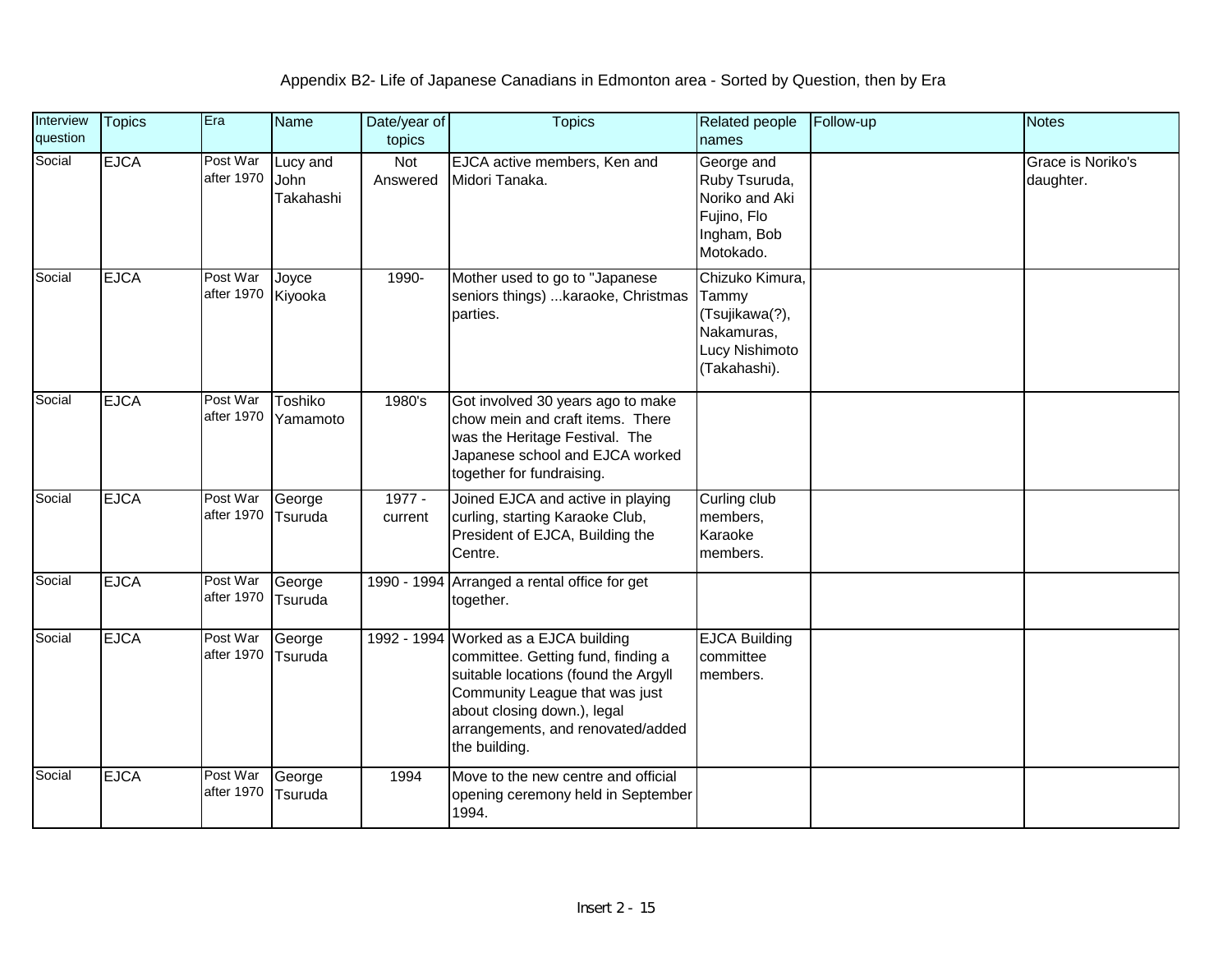Appendix B2- Life of Japanese Canadians in Edmonton area - Sorted by Question, then by Era

| Interview question | Topics | Era | Name | Date/year of topics | Topics | Related people names | Follow-up | Notes |
|---|---|---|---|---|---|---|---|---|
| Social | EJCA | Post War after 1970 | Lucy and John Takahashi | Not Answered | EJCA active members, Ken and Midori Tanaka. | George and Ruby Tsuruda, Noriko and Aki Fujino, Flo Ingham, Bob Motokado. | | Grace is Noriko's daughter. |
| Social | EJCA | Post War after 1970 | Joyce Kiyooka | 1990- | Mother used to go to "Japanese seniors things) ...karaoke, Christmas parties. | Chizuko Kimura, Tammy (Tsujikawa(?), Nakamuras, Lucy Nishimoto (Takahashi). | | |
| Social | EJCA | Post War after 1970 | Toshiko Yamamoto | 1980's | Got involved 30 years ago to make chow mein and craft items. There was the Heritage Festival. The Japanese school and EJCA worked together for fundraising. | | | |
| Social | EJCA | Post War after 1970 | George Tsuruda | 1977 - current | Joined EJCA and active in playing curling, starting Karaoke Club, President of EJCA, Building the Centre. | Curling club members, Karaoke members. | | |
| Social | EJCA | Post War after 1970 | George Tsuruda | 1990 - 1994 | Arranged a rental office for get together. | | | |
| Social | EJCA | Post War after 1970 | George Tsuruda | 1992 - 1994 | Worked as a EJCA building committee. Getting fund, finding a suitable locations (found the Argyll Community League that was just about closing down.), legal arrangements, and renovated/added the building. | EJCA Building committee members. | | |
| Social | EJCA | Post War after 1970 | George Tsuruda | 1994 | Move to the new centre and official opening ceremony held in September 1994. | | | |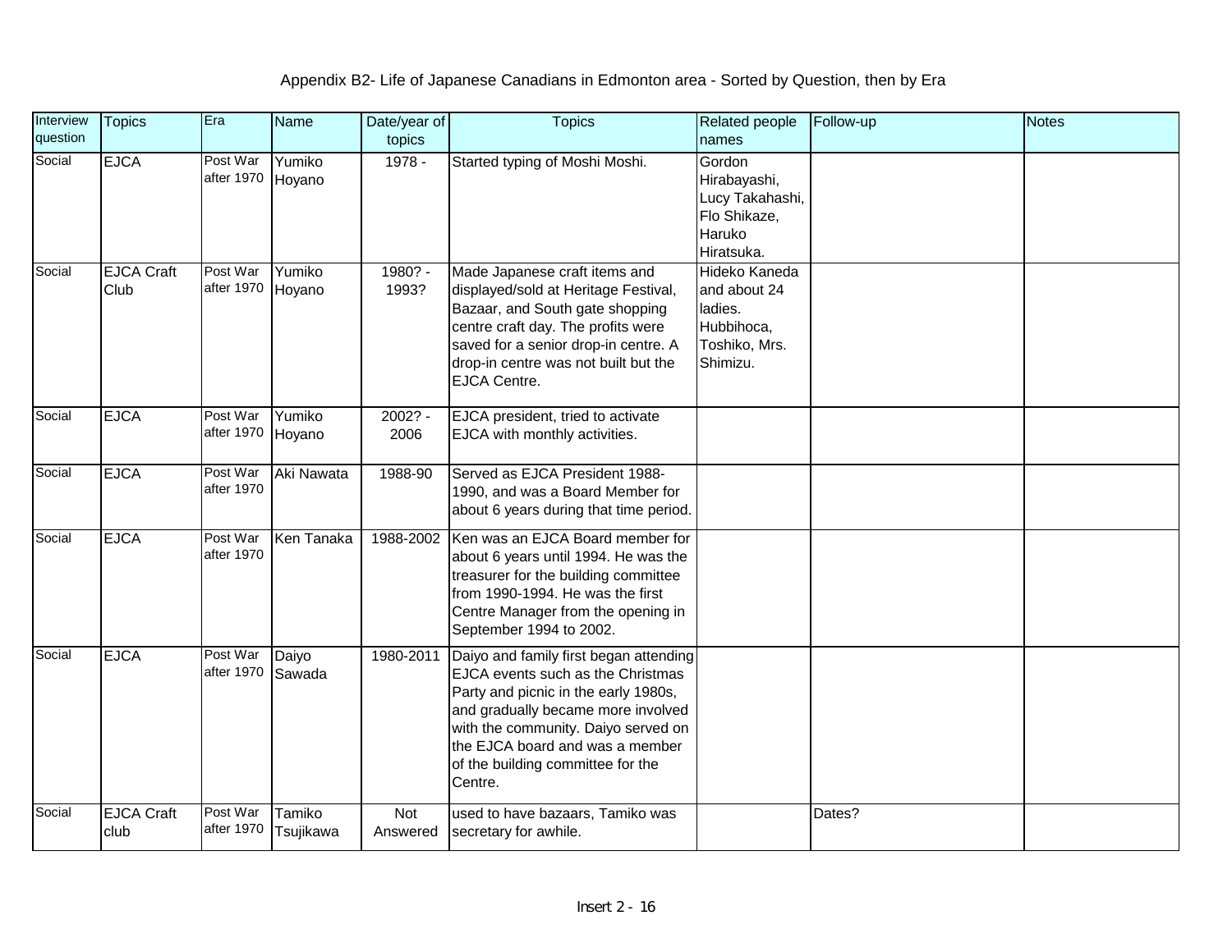# Appendix B2- Life of Japanese Canadians in Edmonton area - Sorted by Question, then by Era

| Interview question | Topics | Era | Name | Date/year of topics | Topics | Related people names | Follow-up | Notes |
|---|---|---|---|---|---|---|---|---|
| Social | EJCA | Post War after 1970 | Yumiko Hoyano | 1978 - | Started typing of Moshi Moshi. | Gordon Hirabayashi, Lucy Takahashi, Flo Shikaze, Haruko Hiratsuka. | | |
| Social | EJCA Craft Club | Post War after 1970 | Yumiko Hoyano | 1980? - 1993? | Made Japanese craft items and displayed/sold at Heritage Festival, Bazaar, and South gate shopping centre craft day. The profits were saved for a senior drop-in centre. A drop-in centre was not built but the EJCA Centre. | Hideko Kaneda and about 24 ladies. Hubbihoca, Toshiko, Mrs. Shimizu. | | |
| Social | EJCA | Post War after 1970 | Yumiko Hoyano | 2002? - 2006 | EJCA president, tried to activate EJCA with monthly activities. | | | |
| Social | EJCA | Post War after 1970 | Aki Nawata | 1988-90 | Served as EJCA President 1988-1990, and was a Board Member for about 6 years during that time period. | | | |
| Social | EJCA | Post War after 1970 | Ken Tanaka | 1988-2002 | Ken was an EJCA Board member for about 6 years until 1994. He was the treasurer for the building committee from 1990-1994. He was the first Centre Manager from the opening in September 1994 to 2002. | | | |
| Social | EJCA | Post War after 1970 | Daiyo Sawada | 1980-2011 | Daiyo and family first began attending EJCA events such as the Christmas Party and picnic in the early 1980s, and gradually became more involved with the community. Daiyo served on the EJCA board and was a member of the building committee for the Centre. | | | |
| Social | EJCA Craft club | Post War after 1970 | Tamiko Tsujikawa | Not Answered | used to have bazaars, Tamiko was secretary for awhile. | | Dates? | |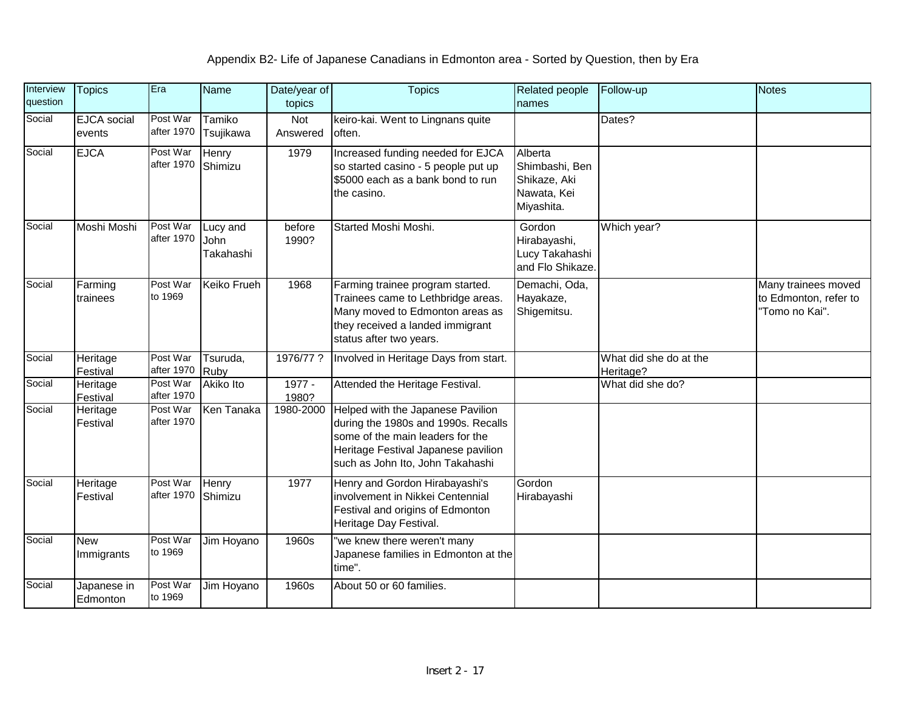Appendix B2- Life of Japanese Canadians in Edmonton area - Sorted by Question, then by Era

| Interview question | Topics | Era | Name | Date/year of topics | Topics | Related people names | Follow-up | Notes |
|---|---|---|---|---|---|---|---|---|
| Social | EJCA social events | Post War after 1970 | Tamiko Tsujikawa | Not Answered | keiro-kai. Went to Lingnans quite often. | | Dates? | |
| Social | EJCA | Post War after 1970 | Henry Shimizu | 1979 | Increased funding needed for EJCA so started casino - 5 people put up $5000 each as a bank bond to run the casino. | Alberta Shimbashi, Ben Shikaze, Aki Nawata, Kei Miyashita. | | |
| Social | Moshi Moshi | Post War after 1970 | Lucy and John Takahashi | before 1990? | Started Moshi Moshi. | Gordon Hirabayashi, Lucy Takahashi and Flo Shikaze. | Which year? | |
| Social | Farming trainees | Post War to 1969 | Keiko Frueh | 1968 | Farming trainee program started. Trainees came to Lethbridge areas. Many moved to Edmonton areas as they received a landed immigrant status after two years. | Demachi, Oda, Hayakaze, Shigemitsu. | | Many trainees moved to Edmonton, refer to "Tomo no Kai". |
| Social | Heritage Festival | Post War after 1970 | Tsuruda, Ruby | 1976/77 ? | Involved in Heritage Days from start. | | What did she do at the Heritage? | |
| Social | Heritage Festival | Post War after 1970 | Akiko Ito | 1977 - 1980? | Attended the Heritage Festival. | | What did she do? | |
| Social | Heritage Festival | Post War after 1970 | Ken Tanaka | 1980-2000 | Helped with the Japanese Pavilion during the 1980s and 1990s. Recalls some of the main leaders for the Heritage Festival Japanese pavilion such as John Ito, John Takahashi | | | |
| Social | Heritage Festival | Post War after 1970 | Henry Shimizu | 1977 | Henry and Gordon Hirabayashi's involvement in Nikkei Centennial Festival and origins of Edmonton Heritage Day Festival. | Gordon Hirabayashi | | |
| Social | New Immigrants | Post War to 1969 | Jim Hoyano | 1960s | "we knew there weren't many Japanese families in Edmonton at the time". | | | |
| Social | Japanese in Edmonton | Post War to 1969 | Jim Hoyano | 1960s | About 50 or 60 families. | | | |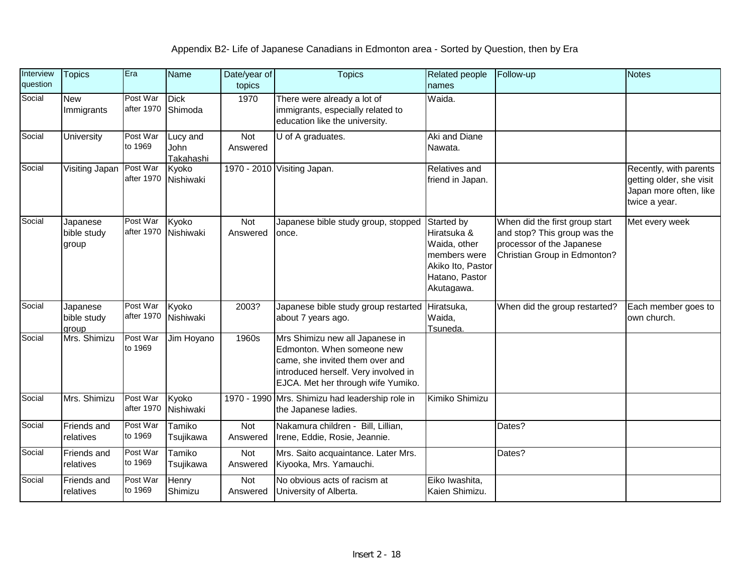Appendix B2- Life of Japanese Canadians in Edmonton area - Sorted by Question, then by Era

| Interview question | Topics | Era | Name | Date/year of topics | Topics | Related people names | Follow-up | Notes |
|---|---|---|---|---|---|---|---|---|
| Social | New Immigrants | Post War after 1970 | Dick Shimoda | 1970 | There were already a lot of immigrants, especially related to education like the university. | Waida. | | |
| Social | University | Post War to 1969 | Lucy and John Takahashi | Not Answered | U of A graduates. | Aki and Diane Nawata. | | |
| Social | Visiting Japan | Post War after 1970 | Kyoko Nishiwaki | 1970 - 2010 | Visiting Japan. | Relatives and friend in Japan. | | Recently, with parents getting older, she visit Japan more often, like twice a year. |
| Social | Japanese bible study group | Post War after 1970 | Kyoko Nishiwaki | Not Answered | Japanese bible study group, stopped once. | Started by Hiratsuka & Waida, other members were Akiko Ito, Pastor Hatano, Pastor Akutagawa. | When did the first group start and stop? This group was the processor of the Japanese Christian Group in Edmonton? | Met every week |
| Social | Japanese bible study group | Post War after 1970 | Kyoko Nishiwaki | 2003? | Japanese bible study group restarted about 7 years ago. | Hiratsuka, Waida, Tsuneda. | When did the group restarted? | Each member goes to own church. |
| Social | Mrs. Shimizu | Post War to 1969 | Jim Hoyano | 1960s | Mrs Shimizu new all Japanese in Edmonton. When someone new came, she invited them over and introduced herself. Very involved in EJCA. Met her through wife Yumiko. | | | |
| Social | Mrs. Shimizu | Post War after 1970 | Kyoko Nishiwaki | 1970 - 1990 | Mrs. Shimizu had leadership role in the Japanese ladies. | Kimiko Shimizu | | |
| Social | Friends and relatives | Post War to 1969 | Tamiko Tsujikawa | Not Answered | Nakamura children - Bill, Lillian, Irene, Eddie, Rosie, Jeannie. | | Dates? | |
| Social | Friends and relatives | Post War to 1969 | Tamiko Tsujikawa | Not Answered | Mrs. Saito acquaintance. Later Mrs. Kiyooka, Mrs. Yamauchi. | | Dates? | |
| Social | Friends and relatives | Post War to 1969 | Henry Shimizu | Not Answered | No obvious acts of racism at University of Alberta. | Eiko Iwashita, Kaien Shimizu. | | |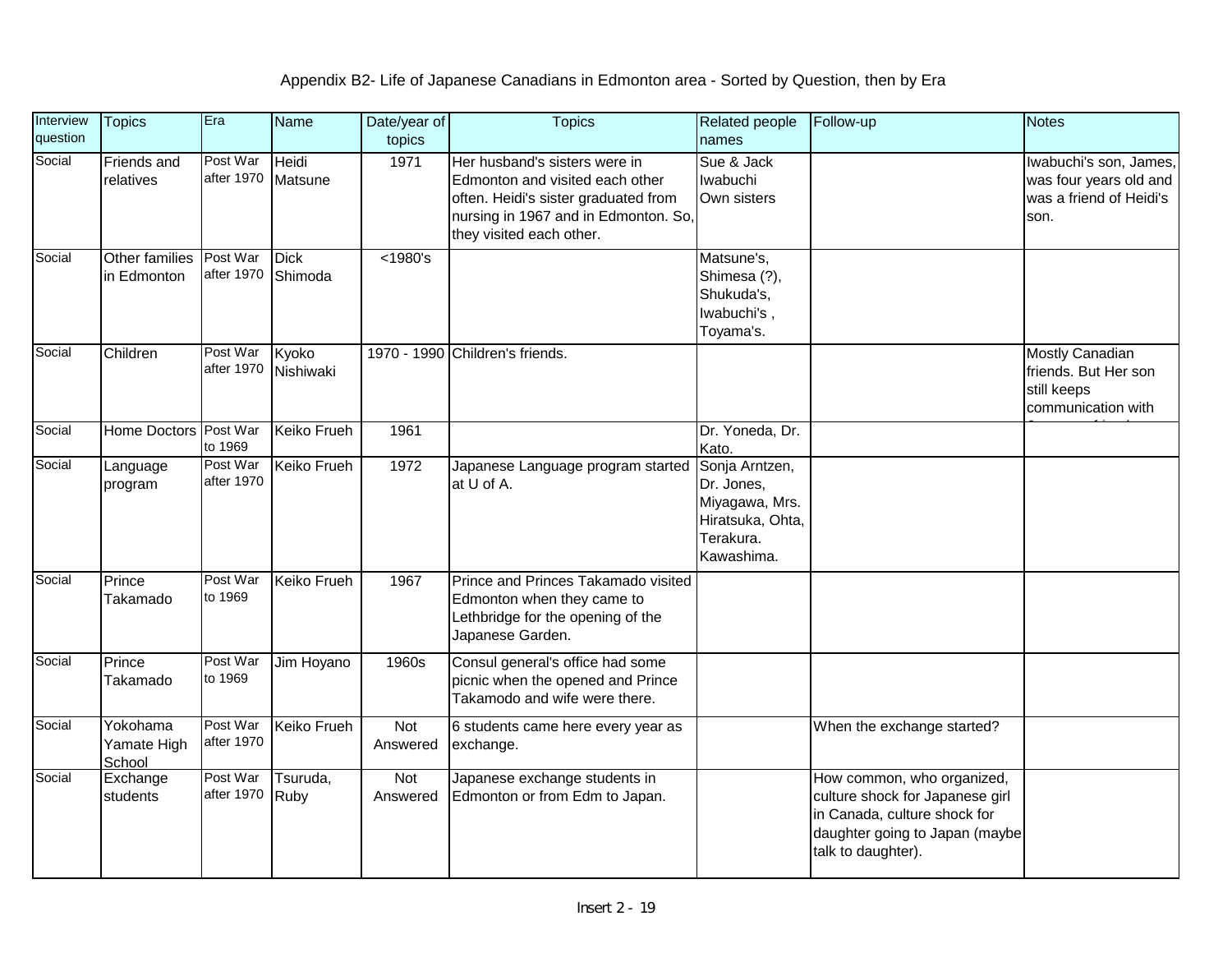# Appendix B2- Life of Japanese Canadians in Edmonton area - Sorted by Question, then by Era

| Interview question | Topics | Era | Name | Date/year of topics | Topics | Related people names | Follow-up | Notes |
|---|---|---|---|---|---|---|---|---|
| Social | Friends and relatives | Post War after 1970 | Heidi Matsune | 1971 | Her husband's sisters were in Edmonton and visited each other often. Heidi's sister graduated from nursing in 1967 and in Edmonton. So, they visited each other. | Sue & Jack Iwabuchi Own sisters | | Iwabuchi's son, James, was four years old and was a friend of Heidi's son. |
| Social | Other families in Edmonton | Post War after 1970 | Dick Shimoda | <1980's | | Matsune's, Shimesa (?), Shukuda's, Iwabuchi's , Toyama's. | | |
| Social | Children | Post War after 1970 | Kyoko Nishiwaki | 1970 - 1990 | Children's friends. | | | Mostly Canadian friends. But Her son still keeps communication with |
| Social | Home Doctors | Post War to 1969 | Keiko Frueh | 1961 | | Dr. Yoneda, Dr. Kato. | | |
| Social | Language program | Post War after 1970 | Keiko Frueh | 1972 | Japanese Language program started at U of A. | Sonja Arntzen, Dr. Jones, Miyagawa, Mrs. Hiratsuka, Ohta, Terakura. Kawashima. | | |
| Social | Prince Takamado | Post War to 1969 | Keiko Frueh | 1967 | Prince and Princes Takamado visited Edmonton when they came to Lethbridge for the opening of the Japanese Garden. | | | |
| Social | Prince Takamado | Post War to 1969 | Jim Hoyano | 1960s | Consul general's office had some picnic when the opened and Prince Takamodo and wife were there. | | | |
| Social | Yokohama Yamate High School | Post War after 1970 | Keiko Frueh | Not Answered | 6 students came here every year as exchange. | | When the exchange started? | |
| Social | Exchange students | Post War after 1970 | Tsuruda, Ruby | Not Answered | Japanese exchange students in Edmonton or from Edm to Japan. | | How common, who organized, culture shock for Japanese girl in Canada, culture shock for daughter going to Japan (maybe talk to daughter). | |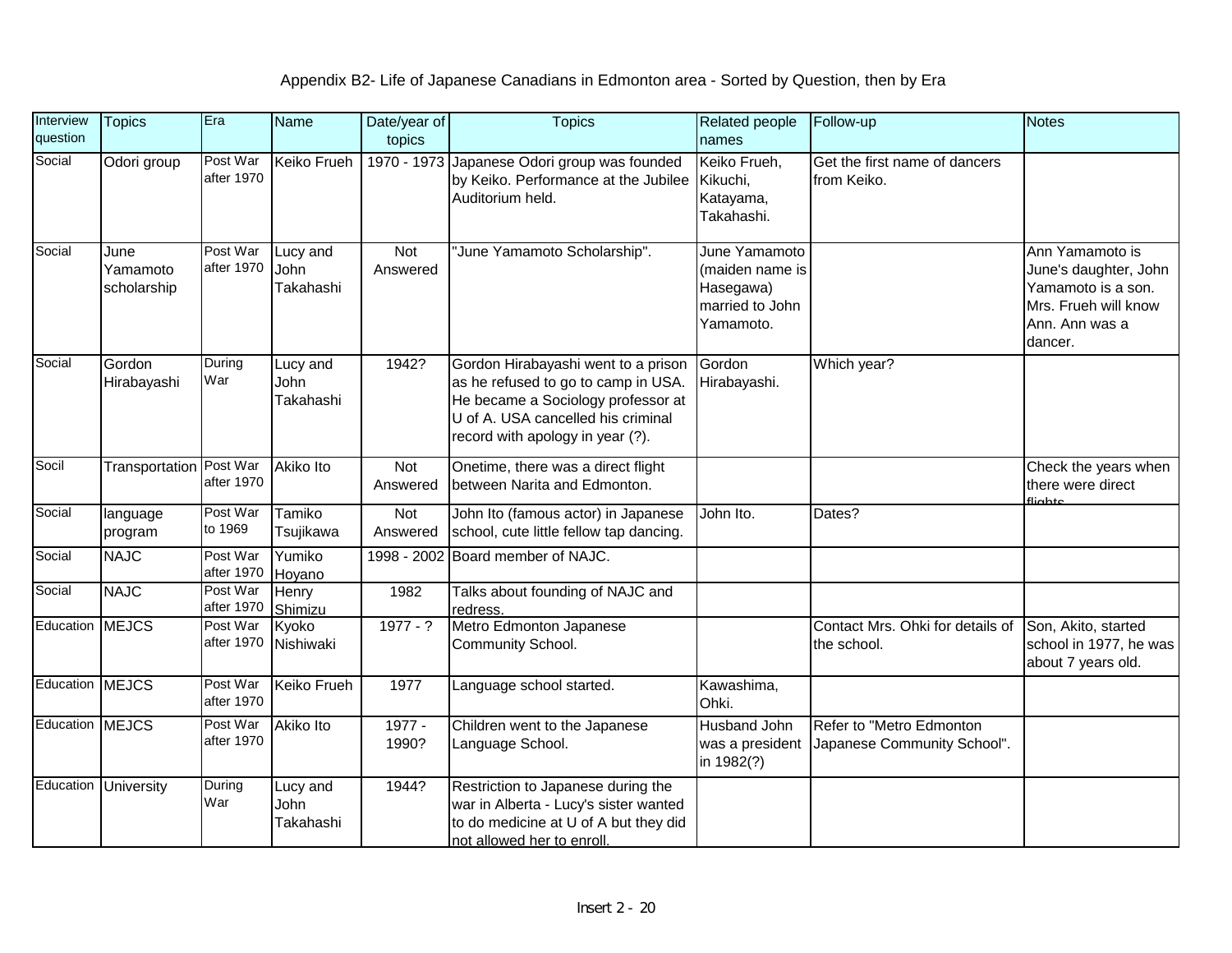Appendix B2- Life of Japanese Canadians in Edmonton area - Sorted by Question, then by Era

| Interview question | Topics | Era | Name | Date/year of topics | Topics | Related people names | Follow-up | Notes |
|---|---|---|---|---|---|---|---|---|
| Social | Odori group | Post War after 1970 | Keiko Frueh | 1970 - 1973 | Japanese Odori group was founded by Keiko. Performance at the Jubilee Auditorium held. | Keiko Frueh, Kikuchi, Katayama, Takahashi. | Get the first name of dancers from Keiko. | |
| Social | June Yamamoto scholarship | Post War after 1970 | Lucy and John Takahashi | Not Answered | "June Yamamoto Scholarship". | June Yamamoto (maiden name is Hasegawa) married to John Yamamoto. | | Ann Yamamoto is June's daughter, John Yamamoto is a son. Mrs. Frueh will know Ann. Ann was a dancer. |
| Social | Gordon Hirabayashi | During War | Lucy and John Takahashi | 1942? | Gordon Hirabayashi went to a prison as he refused to go to camp in USA. He became a Sociology professor at U of A. USA cancelled his criminal record with apology in year (?). | Gordon Hirabayashi. | Which year? | |
| Socil | Transportation | Post War after 1970 | Akiko Ito | Not Answered | Onetime, there was a direct flight between Narita and Edmonton. | | | Check the years when there were direct flights |
| Social | language program | Post War to 1969 | Tamiko Tsujikawa | Not Answered | John Ito (famous actor) in Japanese school, cute little fellow tap dancing. | John Ito. | Dates? | |
| Social | NAJC | Post War after 1970 | Yumiko Hoyano | 1998 - 2002 | Board member of NAJC. | | | |
| Social | NAJC | Post War after 1970 | Henry Shimizu | 1982 | Talks about founding of NAJC and redress. | | | |
| Education | MEJCS | Post War after 1970 | Kyoko Nishiwaki | 1977 - ? | Metro Edmonton Japanese Community School. | | Contact Mrs. Ohki for details of the school. | Son, Akito, started school in 1977, he was about 7 years old. |
| Education | MEJCS | Post War after 1970 | Keiko Frueh | 1977 | Language school started. | Kawashima, Ohki. | | |
| Education | MEJCS | Post War after 1970 | Akiko Ito | 1977 - 1990? | Children went to the Japanese Language School. | Husband John was a president in 1982(?) | Refer to "Metro Edmonton Japanese Community School". | |
| Education | University | During War | Lucy and John Takahashi | 1944? | Restriction to Japanese during the war in Alberta - Lucy's sister wanted to do medicine at U of A but they did not allowed her to enroll. | | | |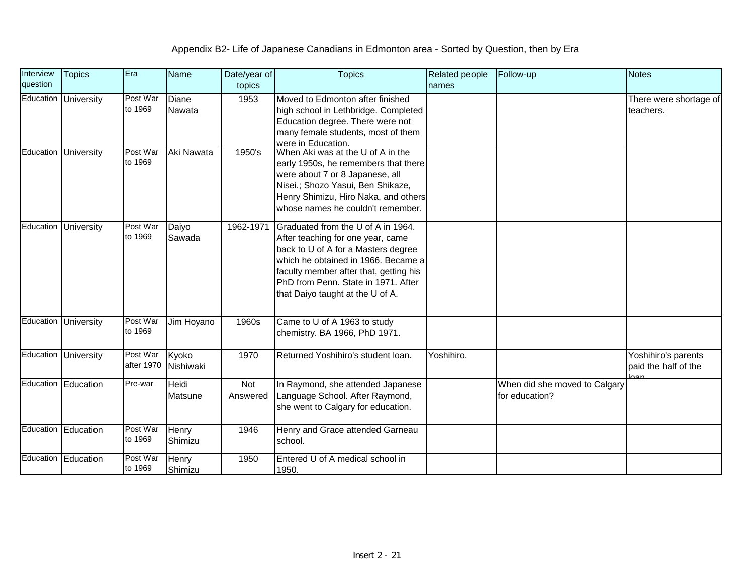Appendix B2- Life of Japanese Canadians in Edmonton area - Sorted by Question, then by Era

| Interview question | Topics | Era | Name | Date/year of topics | Topics | Related people names | Follow-up | Notes |
|---|---|---|---|---|---|---|---|---|
| Education | University | Post War to 1969 | Diane Nawata | 1953 | Moved to Edmonton after finished high school in Lethbridge. Completed Education degree. There were not many female students, most of them were in Education. | | | There were shortage of teachers. |
| Education | University | Post War to 1969 | Aki Nawata | 1950's | When Aki was at the U of A in the early 1950s, he remembers that there were about 7 or 8 Japanese, all Nisei.; Shozo Yasui, Ben Shikaze, Henry Shimizu, Hiro Naka, and others whose names he couldn't remember. | | | |
| Education | University | Post War to 1969 | Daiyo Sawada | 1962-1971 | Graduated from the U of A in 1964. After teaching for one year, came back to U of A for a Masters degree which he obtained in 1966. Became a faculty member after that, getting his PhD from Penn. State in 1971. After that Daiyo taught at the U of A. | | | |
| Education | University | Post War to 1969 | Jim Hoyano | 1960s | Came to U of A 1963 to study chemistry. BA 1966, PhD 1971. | | | |
| Education | University | Post War after 1970 | Kyoko Nishiwaki | 1970 | Returned Yoshihiro's student loan. | Yoshihiro. | | Yoshihiro's parents paid the half of the loan. |
| Education | Education | Pre-war | Heidi Matsune | Not Answered | In Raymond, she attended Japanese Language School. After Raymond, she went to Calgary for education. | | When did she moved to Calgary for education? | |
| Education | Education | Post War to 1969 | Henry Shimizu | 1946 | Henry and Grace attended Garneau school. | | | |
| Education | Education | Post War to 1969 | Henry Shimizu | 1950 | Entered U of A medical school in 1950. | | | |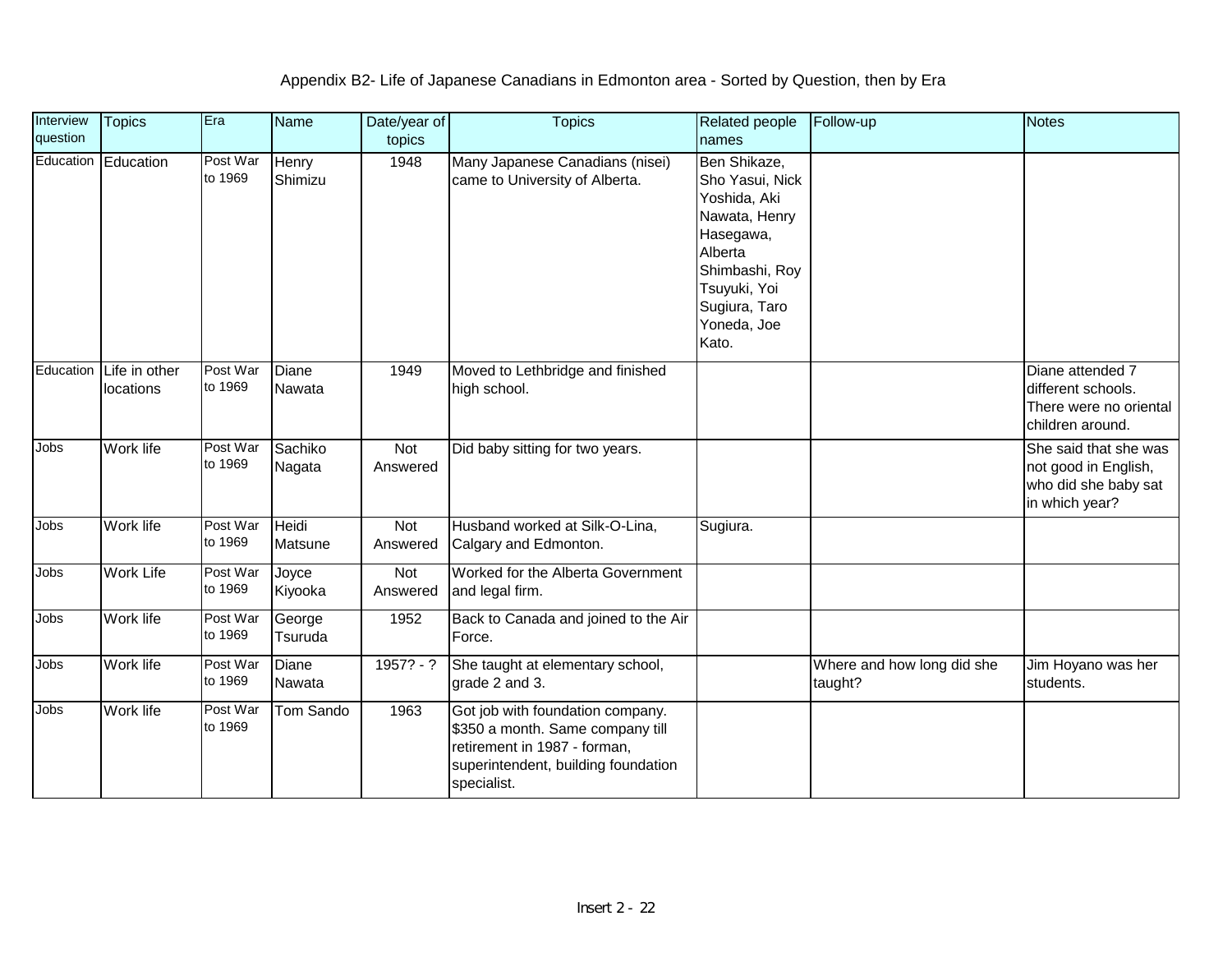Appendix B2- Life of Japanese Canadians in Edmonton area - Sorted by Question, then by Era

| Interview question | Topics | Era | Name | Date/year of topics | Topics | Related people names | Follow-up | Notes |
|---|---|---|---|---|---|---|---|---|
| Education | Education | Post War to 1969 | Henry Shimizu | 1948 | Many Japanese Canadians (nisei) came to University of Alberta. | Ben Shikaze, Sho Yasui, Nick Yoshida, Aki Nawata, Henry Hasegawa, Alberta Shimbashi, Roy Tsuyuki, Yoi Sugiura, Taro Yoneda, Joe Kato. | | |
| Education | Life in other locations | Post War to 1969 | Diane Nawata | 1949 | Moved to Lethbridge and finished high school. | | | Diane attended 7 different schools. There were no oriental children around. |
| Jobs | Work life | Post War to 1969 | Sachiko Nagata | Not Answered | Did baby sitting for two years. | | | She said that she was not good in English, who did she baby sat in which year? |
| Jobs | Work life | Post War to 1969 | Heidi Matsune | Not Answered | Husband worked at Silk-O-Lina, Calgary and Edmonton. | Sugiura. | | |
| Jobs | Work Life | Post War to 1969 | Joyce Kiyooka | Not Answered | Worked for the Alberta Government and legal firm. | | | |
| Jobs | Work life | Post War to 1969 | George Tsuruda | 1952 | Back to Canada and joined to the Air Force. | | | |
| Jobs | Work life | Post War to 1969 | Diane Nawata | 1957? - ? | She taught at elementary school, grade 2 and 3. | | Where and how long did she taught? | Jim Hoyano was her students. |
| Jobs | Work life | Post War to 1969 | Tom Sando | 1963 | Got job with foundation company. $350 a month. Same company till retirement in 1987 - forman, superintendent, building foundation specialist. | | | |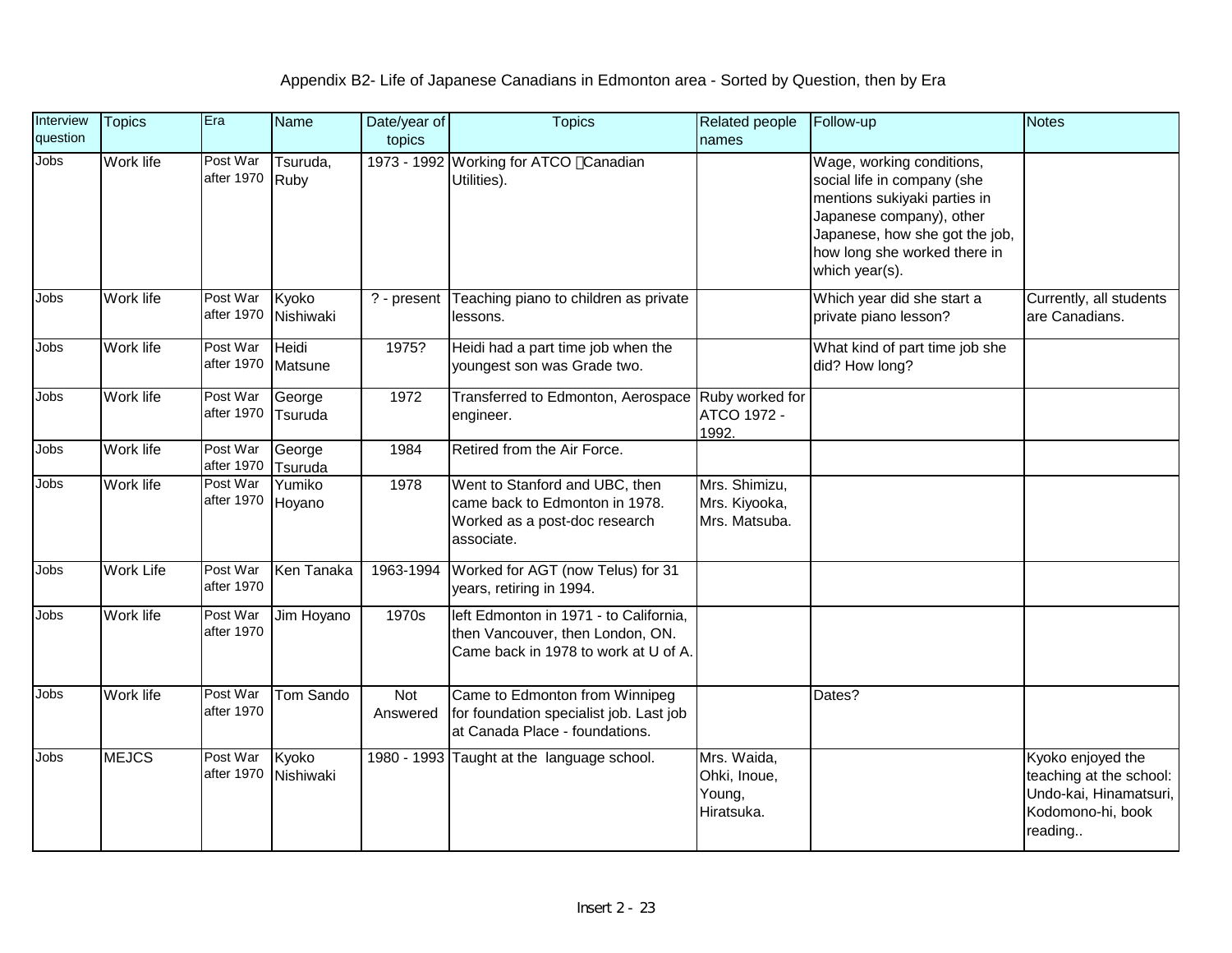Appendix B2- Life of Japanese Canadians in Edmonton area - Sorted by Question, then by Era

| Interview question | Topics | Era | Name | Date/year of topics | Topics | Related people names | Follow-up | Notes |
|---|---|---|---|---|---|---|---|---|
| Jobs | Work life | Post War after 1970 | Tsuruda, Ruby | 1973 - 1992 | Working for ATCO (Canadian Utilities). | | Wage, working conditions, social life in company (she mentions sukiyaki parties in Japanese company), other Japanese, how she got the job, how long she worked there in which year(s). | |
| Jobs | Work life | Post War after 1970 | Kyoko Nishiwaki | ? - present | Teaching piano to children as private lessons. | | Which year did she start a private piano lesson? | Currently, all students are Canadians. |
| Jobs | Work life | Post War after 1970 | Heidi Matsune | 1975? | Heidi had a part time job when the youngest son was Grade two. | | What kind of part time job she did? How long? | |
| Jobs | Work life | Post War after 1970 | George Tsuruda | 1972 | Transferred to Edmonton, Aerospace engineer. | Ruby worked for ATCO 1972 - 1992. | | |
| Jobs | Work life | Post War after 1970 | George Tsuruda | 1984 | Retired from the Air Force. | | | |
| Jobs | Work life | Post War after 1970 | Yumiko Hoyano | 1978 | Went to Stanford and UBC, then came back to Edmonton in 1978. Worked as a post-doc research associate. | Mrs. Shimizu, Mrs. Kiyooka, Mrs. Matsuba. | | |
| Jobs | Work Life | Post War after 1970 | Ken Tanaka | 1963-1994 | Worked for AGT (now Telus) for 31 years, retiring in 1994. | | | |
| Jobs | Work life | Post War after 1970 | Jim Hoyano | 1970s | left Edmonton in 1971 - to California, then Vancouver, then London, ON. Came back in 1978 to work at U of A. | | | |
| Jobs | Work life | Post War after 1970 | Tom Sando | Not Answered | Came to Edmonton from Winnipeg for foundation specialist job. Last job at Canada Place - foundations. | | Dates? | |
| Jobs | MEJCS | Post War after 1970 | Kyoko Nishiwaki | 1980 - 1993 | Taught at the language school. | Mrs. Waida, Ohki, Inoue, Young, Hiratsuka. | | Kyoko enjoyed the teaching at the school: Undo-kai, Hinamatsuri, Kodomono-hi, book reading.. |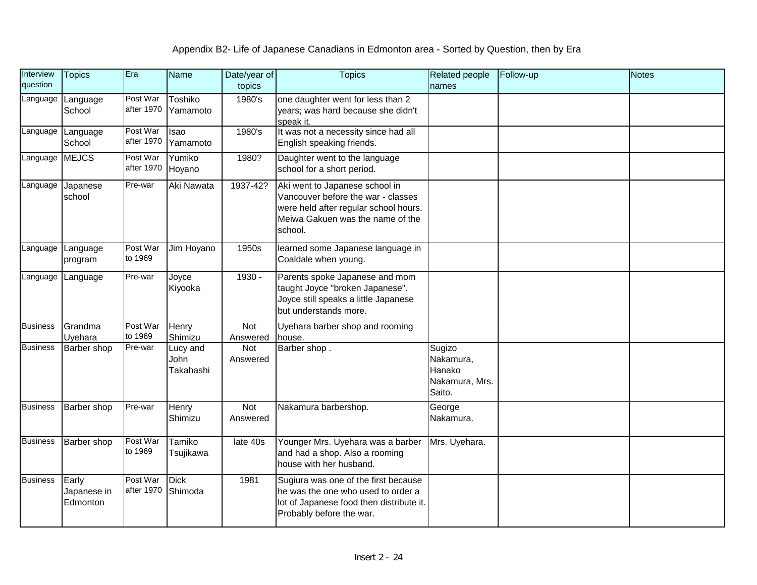Appendix B2- Life of Japanese Canadians in Edmonton area - Sorted by Question, then by Era

| Interview question | Topics | Era | Name | Date/year of topics | Topics | Related people names | Follow-up | Notes |
|---|---|---|---|---|---|---|---|---|
| Language | Language School | Post War after 1970 | Toshiko Yamamoto | 1980's | one daughter went for less than 2 years; was hard because she didn't speak it. | | | |
| Language | Language School | Post War after 1970 | Isao Yamamoto | 1980's | It was not a necessity since had all English speaking friends. | | | |
| Language | MEJCS | Post War after 1970 | Yumiko Hoyano | 1980? | Daughter went to the language school for a short period. | | | |
| Language | Japanese school | Pre-war | Aki Nawata | 1937-42? | Aki went to Japanese school in Vancouver before the war - classes were held after regular school hours. Meiwa Gakuen was the name of the school. | | | |
| Language | Language program | Post War to 1969 | Jim Hoyano | 1950s | learned some Japanese language in Coaldale when young. | | | |
| Language | Language | Pre-war | Joyce Kiyooka | 1930 - | Parents spoke Japanese and mom taught Joyce "broken Japanese". Joyce still speaks a little Japanese but understands more. | | | |
| Business | Grandma Uyehara | Post War to 1969 | Henry Shimizu | Not Answered | Uyehara barber shop and rooming house. | | | |
| Business | Barber shop | Pre-war | Lucy and John Takahashi | Not Answered | Barber shop . | Sugizo Nakamura, Hanako Nakamura, Mrs. Saito. | | |
| Business | Barber shop | Pre-war | Henry Shimizu | Not Answered | Nakamura barbershop. | George Nakamura. | | |
| Business | Barber shop | Post War to 1969 | Tamiko Tsujikawa | late 40s | Younger Mrs. Uyehara was a barber and had a shop. Also a rooming house with her husband. | Mrs. Uyehara. | | |
| Business | Early Japanese in Edmonton | Post War after 1970 | Dick Shimoda | 1981 | Sugiura was one of the first because he was the one who used to order a lot of Japanese food then distribute it. Probably before the war. | | | |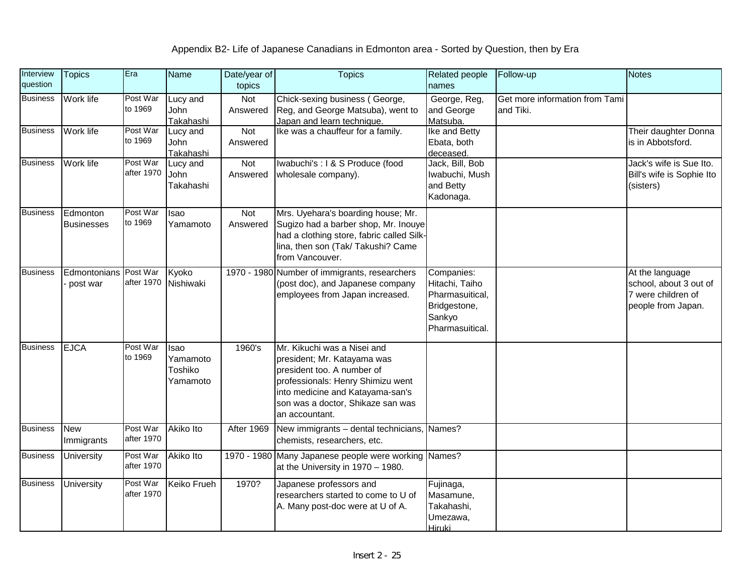# Appendix B2- Life of Japanese Canadians in Edmonton area - Sorted by Question, then by Era

| Interview question | Topics | Era | Name | Date/year of topics | Topics | Related people names | Follow-up | Notes |
|---|---|---|---|---|---|---|---|---|
| Business | Work life | Post War to 1969 | Lucy and John Takahashi | Not Answered | Chick-sexing business ( George, Reg, and George Matsuba), went to Japan and learn technique. | George, Reg, and George Matsuba. | Get more information from Tami and Tiki. | |
| Business | Work life | Post War to 1969 | Lucy and John Takahashi | Not Answered | Ike was a chauffeur for a family. | Ike and Betty Ebata, both deceased. | | Their daughter Donna is in Abbotsford. |
| Business | Work life | Post War after 1970 | Lucy and John Takahashi | Not Answered | Iwabuchi's : I & S Produce (food wholesale company). | Jack, Bill, Bob Iwabuchi, Mush and Betty Kadonaga. | | Jack's wife is Sue Ito. Bill's wife is Sophie Ito (sisters) |
| Business | Edmonton Businesses | Post War to 1969 | Isao Yamamoto | Not Answered | Mrs. Uyehara's boarding house; Mr. Sugizo had a barber shop, Mr. Inouye had a clothing store, fabric called Silk-lina, then son (Tak/ Takushi? Came from Vancouver. | | | |
| Business | Edmontonians - post war | Post War after 1970 | Kyoko Nishiwaki | 1970 - 1980 | Number of immigrants, researchers (post doc), and Japanese company employees from Japan increased. | Companies: Hitachi, Taiho Pharmasuitical, Bridgestone, Sankyo Pharmasuitical. | | At the language school, about 3 out of 7 were children of people from Japan. |
| Business | EJCA | Post War to 1969 | Isao Yamamoto Toshiko Yamamoto | 1960's | Mr. Kikuchi was a Nisei and president; Mr. Katayama was president too. A number of professionals: Henry Shimizu went into medicine and Katayama-san's son was a doctor, Shikaze san was an accountant. | | | |
| Business | New Immigrants | Post War after 1970 | Akiko Ito | After 1969 | New immigrants – dental technicians, chemists, researchers, etc. | Names? | | |
| Business | University | Post War after 1970 | Akiko Ito | 1970 - 1980 | Many Japanese people were working at the University in 1970 – 1980. | Names? | | |
| Business | University | Post War after 1970 | Keiko Frueh | 1970? | Japanese professors and researchers started to come to U of A. Many post-doc were at U of A. | Fujinaga, Masamune, Takahashi, Umezawa, Hiruki | | |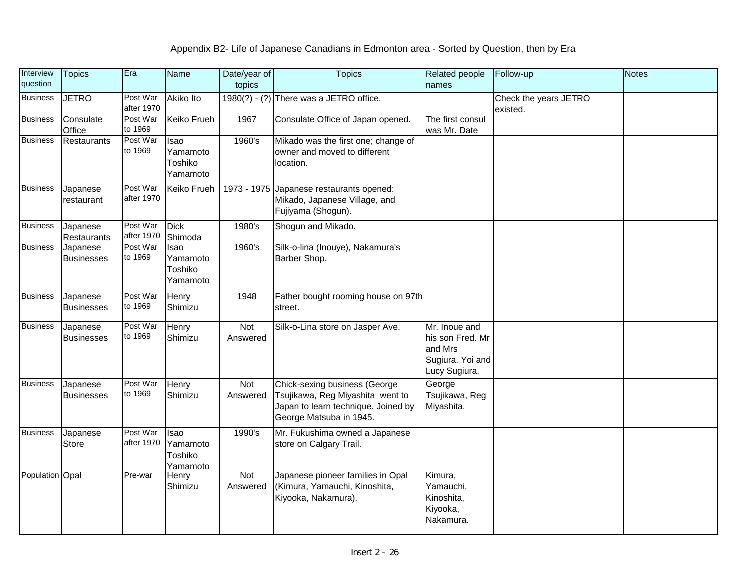Appendix B2- Life of Japanese Canadians in Edmonton area - Sorted by Question, then by Era

| Interview question | Topics | Era | Name | Date/year of topics | Topics | Related people names | Follow-up | Notes |
|---|---|---|---|---|---|---|---|---|
| Business | JETRO | Post War after 1970 | Akiko Ito | 1980(?) - (?) | There was a JETRO office. | | Check the years JETRO existed. | |
| Business | Consulate Office | Post War to 1969 | Keiko Frueh | 1967 | Consulate Office of Japan opened. | The first consul was Mr. Date | | |
| Business | Restaurants | Post War to 1969 | Isao Yamamoto Toshiko Yamamoto | 1960's | Mikado was the first one; change of owner and moved to different location. | | | |
| Business | Japanese restaurant | Post War after 1970 | Keiko Frueh | 1973 - 1975 | Japanese restaurants opened: Mikado, Japanese Village, and Fujiyama (Shogun). | | | |
| Business | Japanese Restaurants | Post War after 1970 | Dick Shimoda | 1980's | Shogun and Mikado. | | | |
| Business | Japanese Businesses | Post War to 1969 | Isao Yamamoto Toshiko Yamamoto | 1960's | Silk-o-lina (Inouye), Nakamura's Barber Shop. | | | |
| Business | Japanese Businesses | Post War to 1969 | Henry Shimizu | 1948 | Father bought rooming house on 97th street. | | | |
| Business | Japanese Businesses | Post War to 1969 | Henry Shimizu | Not Answered | Silk-o-Lina store on Jasper Ave. | Mr. Inoue and his son Fred. Mr and Mrs Sugiura. Yoi and Lucy Sugiura. | | |
| Business | Japanese Businesses | Post War to 1969 | Henry Shimizu | Not Answered | Chick-sexing business (George Tsujikawa, Reg Miyashita went to Japan to learn technique. Joined by George Matsuba in 1945. | George Tsujikawa, Reg Miyashita. | | |
| Business | Japanese Store | Post War after 1970 | Isao Yamamoto Toshiko Yamamoto | 1990's | Mr. Fukushima owned a Japanese store on Calgary Trail. | | | |
| Population | Opal | Pre-war | Henry Shimizu | Not Answered | Japanese pioneer families in Opal (Kimura, Yamauchi, Kinoshita, Kiyooka, Nakamura). | Kimura, Yamauchi, Kinoshita, Kiyooka, Nakamura. | | |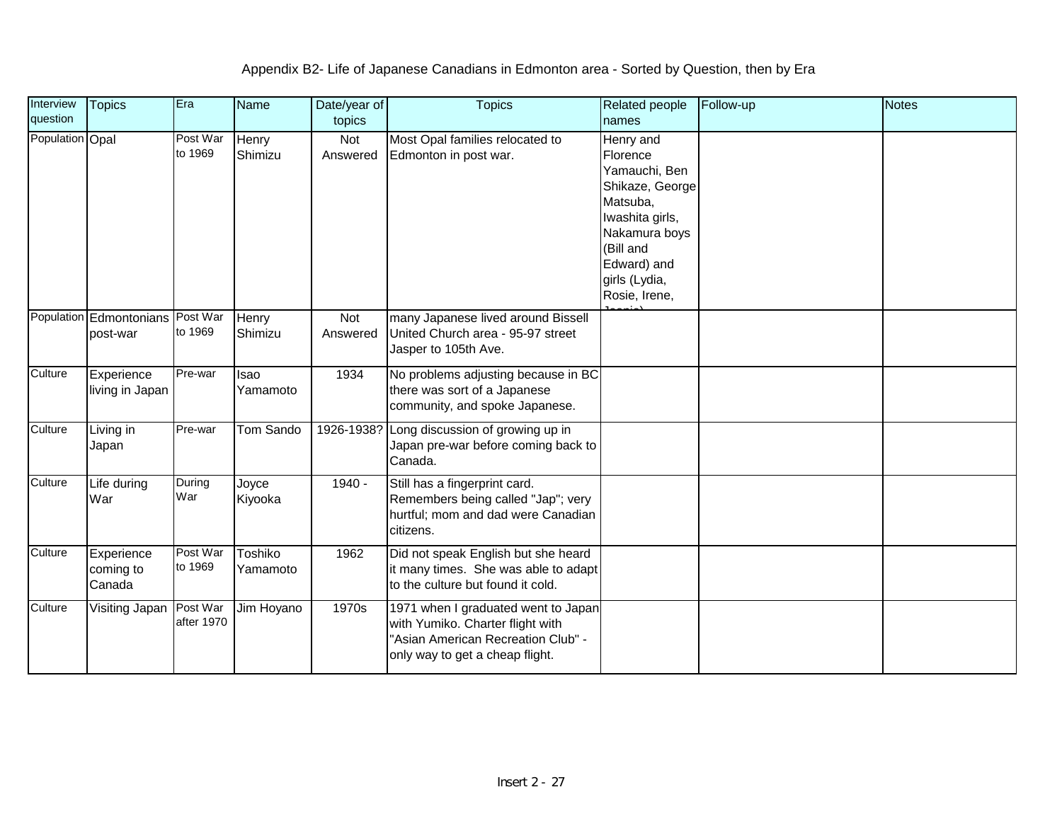Appendix B2- Life of Japanese Canadians in Edmonton area - Sorted by Question, then by Era

| Interview question | Topics | Era | Name | Date/year of topics | Topics | Related people names | Follow-up | Notes |
|---|---|---|---|---|---|---|---|---|
| Population | Opal | Post War to 1969 | Henry Shimizu | Not Answered | Most Opal families relocated to Edmonton in post war. | Henry and Florence Yamauchi, Ben Shikaze, George Matsuba, Iwashita girls, Nakamura boys (Bill and Edward) and girls (Lydia, Rosie, Irene, Jeanie) | | |
| Population | Edmontonians post-war | Post War to 1969 | Henry Shimizu | Not Answered | many Japanese lived around Bissell United Church area - 95-97 street Jasper to 105th Ave. | | | |
| Culture | Experience living in Japan | Pre-war | Isao Yamamoto | 1934 | No problems adjusting because in BC there was sort of a Japanese community, and spoke Japanese. | | | |
| Culture | Living in Japan | Pre-war | Tom Sando | 1926-1938? | Long discussion of growing up in Japan pre-war before coming back to Canada. | | | |
| Culture | Life during War | During War | Joyce Kiyooka | 1940 - | Still has a fingerprint card. Remembers being called "Jap"; very hurtful; mom and dad were Canadian citizens. | | | |
| Culture | Experience coming to Canada | Post War to 1969 | Toshiko Yamamoto | 1962 | Did not speak English but she heard it many times. She was able to adapt to the culture but found it cold. | | | |
| Culture | Visiting Japan | Post War after 1970 | Jim Hoyano | 1970s | 1971 when I graduated went to Japan with Yumiko. Charter flight with "Asian American Recreation Club" - only way to get a cheap flight. | | | |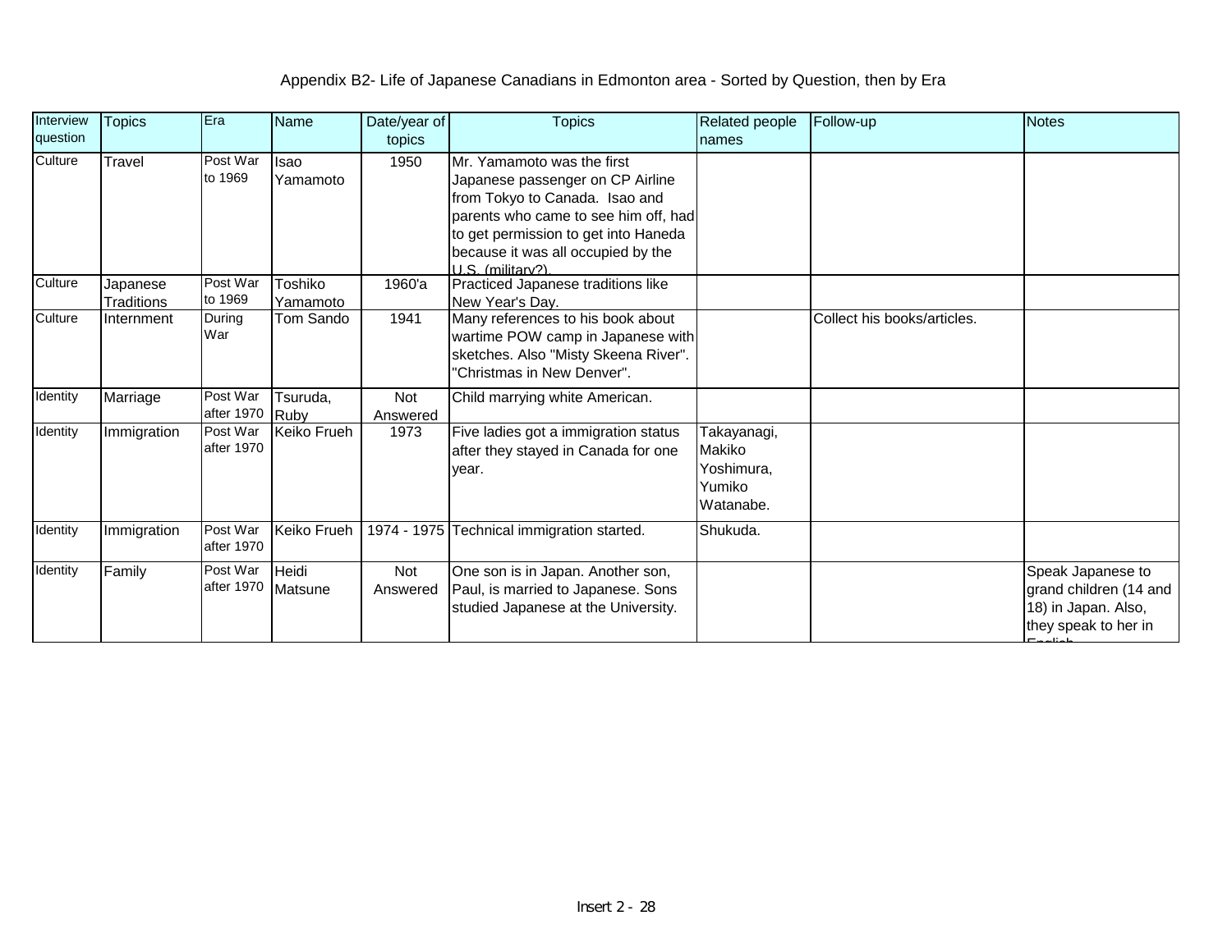Appendix B2- Life of Japanese Canadians in Edmonton area - Sorted by Question, then by Era

| Interview question | Topics | Era | Name | Date/year of topics | Topics | Related people names | Follow-up | Notes |
|---|---|---|---|---|---|---|---|---|
| Culture | Travel | Post War to 1969 | Isao Yamamoto | 1950 | Mr. Yamamoto was the first Japanese passenger on CP Airline from Tokyo to Canada. Isao and parents who came to see him off, had to get permission to get into Haneda because it was all occupied by the U.S. (military?). | | | |
| Culture | Japanese Traditions | Post War to 1969 | Toshiko Yamamoto | 1960'a | Practiced Japanese traditions like New Year's Day. | | | |
| Culture | Internment | During War | Tom Sando | 1941 | Many references to his book about wartime POW camp in Japanese with sketches. Also "Misty Skeena River". "Christmas in New Denver". | | Collect his books/articles. | |
| Identity | Marriage | Post War after 1970 | Tsuruda, Ruby | Not Answered | Child marrying white American. | | | |
| Identity | Immigration | Post War after 1970 | Keiko Frueh | 1973 | Five ladies got a immigration status after they stayed in Canada for one year. | Takayanagi, Makiko Yoshimura, Yumiko Watanabe. | | |
| Identity | Immigration | Post War after 1970 | Keiko Frueh | 1974 - 1975 | Technical immigration started. | Shukuda. | | |
| Identity | Family | Post War after 1970 | Heidi Matsune | Not Answered | One son is in Japan. Another son, Paul, is married to Japanese. Sons studied Japanese at the University. | | | Speak Japanese to grand children (14 and 18) in Japan. Also, they speak to her in English. |